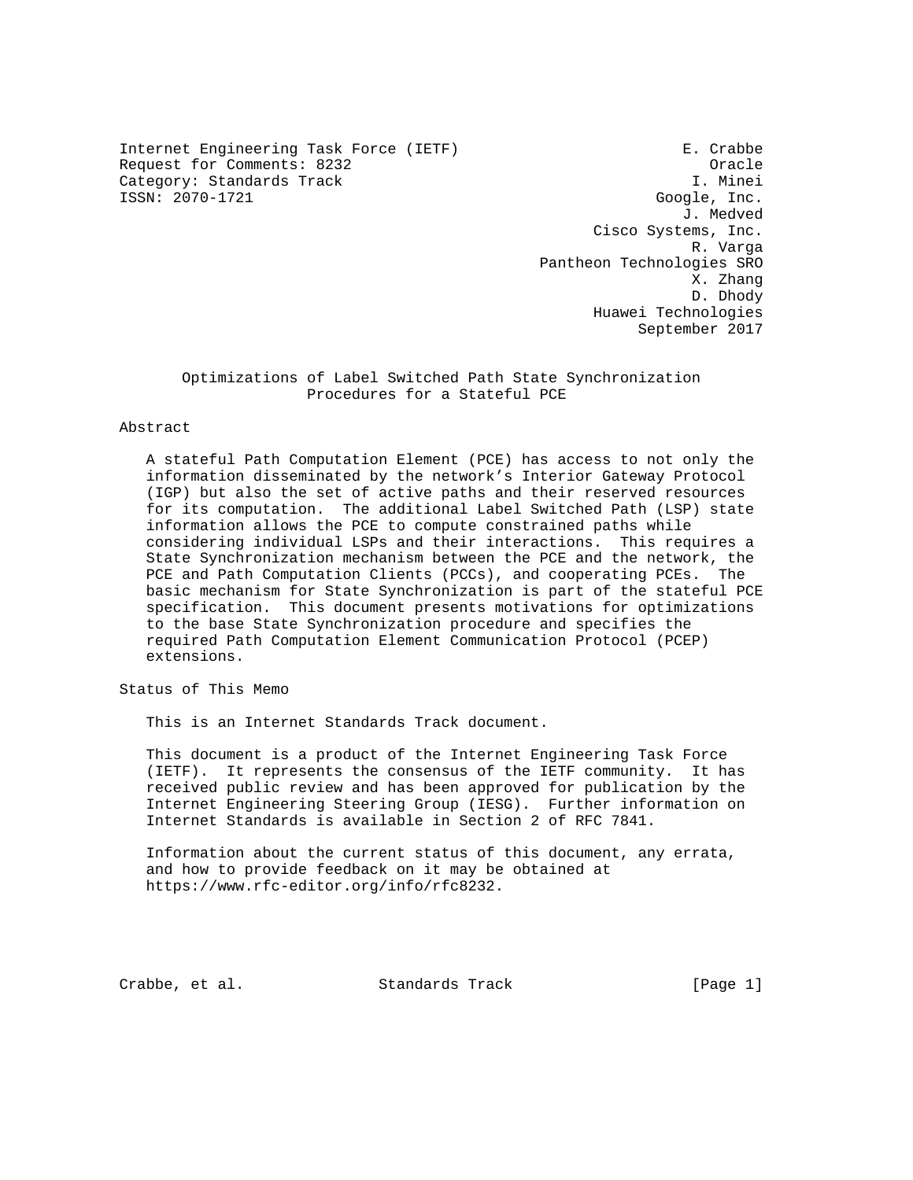Internet Engineering Task Force (IETF) E. Crabbe
Request for Comments: 8232 Oracle
Category: Standards Track I. Minei
ISSN: 2070-1721 Google, Inc.
J. Medved
Cisco Systems, Inc.
R. Varga
Pantheon Technologies SRO
X. Zhang
D. Dhody
Huawei Technologies
September 2017

# Optimizations of Label Switched Path State Synchronization Procedures for a Stateful PCE

## Abstract

A stateful Path Computation Element (PCE) has access to not only the information disseminated by the network's Interior Gateway Protocol (IGP) but also the set of active paths and their reserved resources for its computation. The additional Label Switched Path (LSP) state information allows the PCE to compute constrained paths while considering individual LSPs and their interactions. This requires a State Synchronization mechanism between the PCE and the network, the PCE and Path Computation Clients (PCCs), and cooperating PCEs. The basic mechanism for State Synchronization is part of the stateful PCE specification. This document presents motivations for optimizations to the base State Synchronization procedure and specifies the required Path Computation Element Communication Protocol (PCEP) extensions.

## Status of This Memo

This is an Internet Standards Track document.

This document is a product of the Internet Engineering Task Force (IETF). It represents the consensus of the IETF community. It has received public review and has been approved for publication by the Internet Engineering Steering Group (IESG). Further information on Internet Standards is available in Section 2 of RFC 7841.

Information about the current status of this document, any errata, and how to provide feedback on it may be obtained at https://www.rfc-editor.org/info/rfc8232.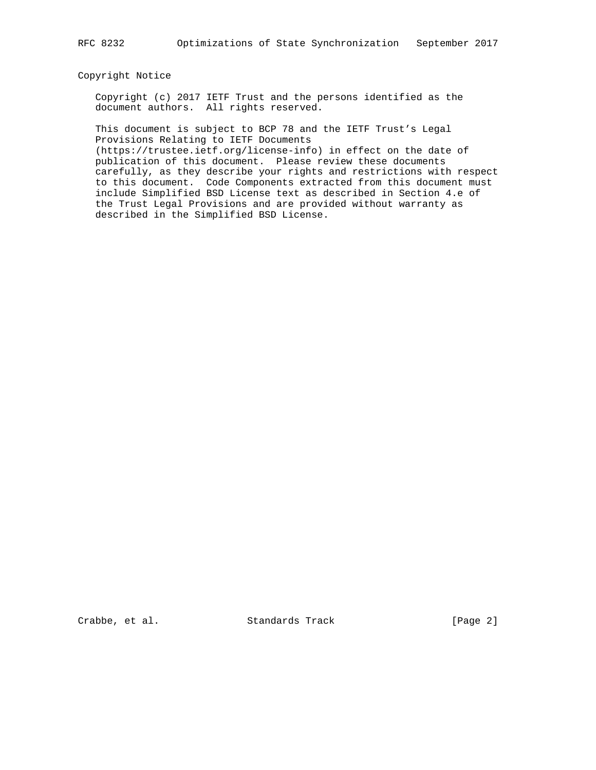## Copyright Notice

Copyright (c) 2017 IETF Trust and the persons identified as the document authors. All rights reserved.

This document is subject to BCP 78 and the IETF Trust's Legal Provisions Relating to IETF Documents (https://trustee.ietf.org/license-info) in effect on the date of publication of this document. Please review these documents carefully, as they describe your rights and restrictions with respect to this document. Code Components extracted from this document must include Simplified BSD License text as described in Section 4.e of the Trust Legal Provisions and are provided without warranty as described in the Simplified BSD License.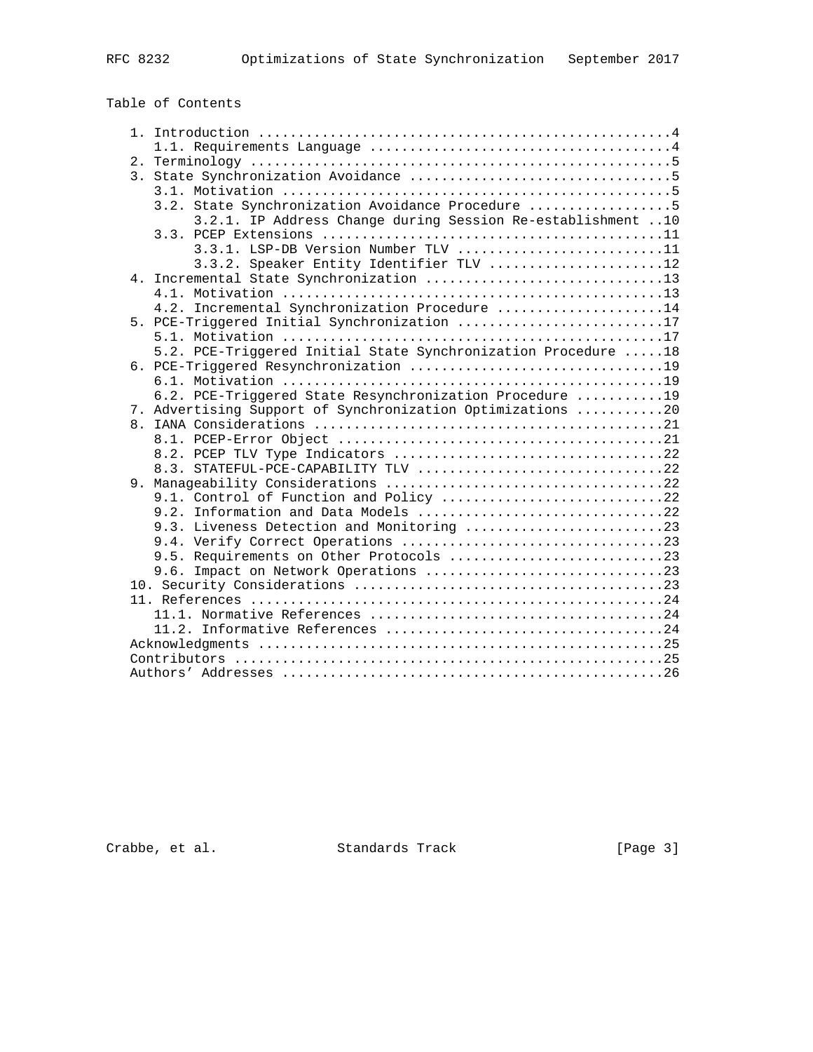## Table of Contents

```
   1. Introduction ....................................................4
      1.1. Requirements Language ......................................4
   2. Terminology .....................................................5
   3. State Synchronization Avoidance .................................5
      3.1. Motivation .................................................5
      3.2. State Synchronization Avoidance Procedure ..................5
           3.2.1. IP Address Change during Session Re-establishment ..10
      3.3. PCEP Extensions ...........................................11
           3.3.1. LSP-DB Version Number TLV ..........................11
           3.3.2. Speaker Entity Identifier TLV ......................12
   4. Incremental State Synchronization ..............................13
      4.1. Motivation ................................................13
      4.2. Incremental Synchronization Procedure .....................14
   5. PCE-Triggered Initial Synchronization ..........................17
      5.1. Motivation ................................................17
      5.2. PCE-Triggered Initial State Synchronization Procedure .....18
   6. PCE-Triggered Resynchronization ................................19
      6.1. Motivation ................................................19
      6.2. PCE-Triggered State Resynchronization Procedure ...........19
   7. Advertising Support of Synchronization Optimizations ...........20
   8. IANA Considerations ............................................21
      8.1. PCEP-Error Object .........................................21
      8.2. PCEP TLV Type Indicators ..................................22
      8.3. STATEFUL-PCE-CAPABILITY TLV ...............................22
   9. Manageability Considerations ...................................22
      9.1. Control of Function and Policy ............................22
      9.2. Information and Data Models ...............................22
      9.3. Liveness Detection and Monitoring .........................23
      9.4. Verify Correct Operations .................................23
      9.5. Requirements on Other Protocols ...........................23
      9.6. Impact on Network Operations ..............................23
   10. Security Considerations .......................................23
   11. References ....................................................24
      11.1. Normative References .....................................24
      11.2. Informative References ...................................24
   Acknowledgments ...................................................25
   Contributors ......................................................25
   Authors' Addresses ................................................26
```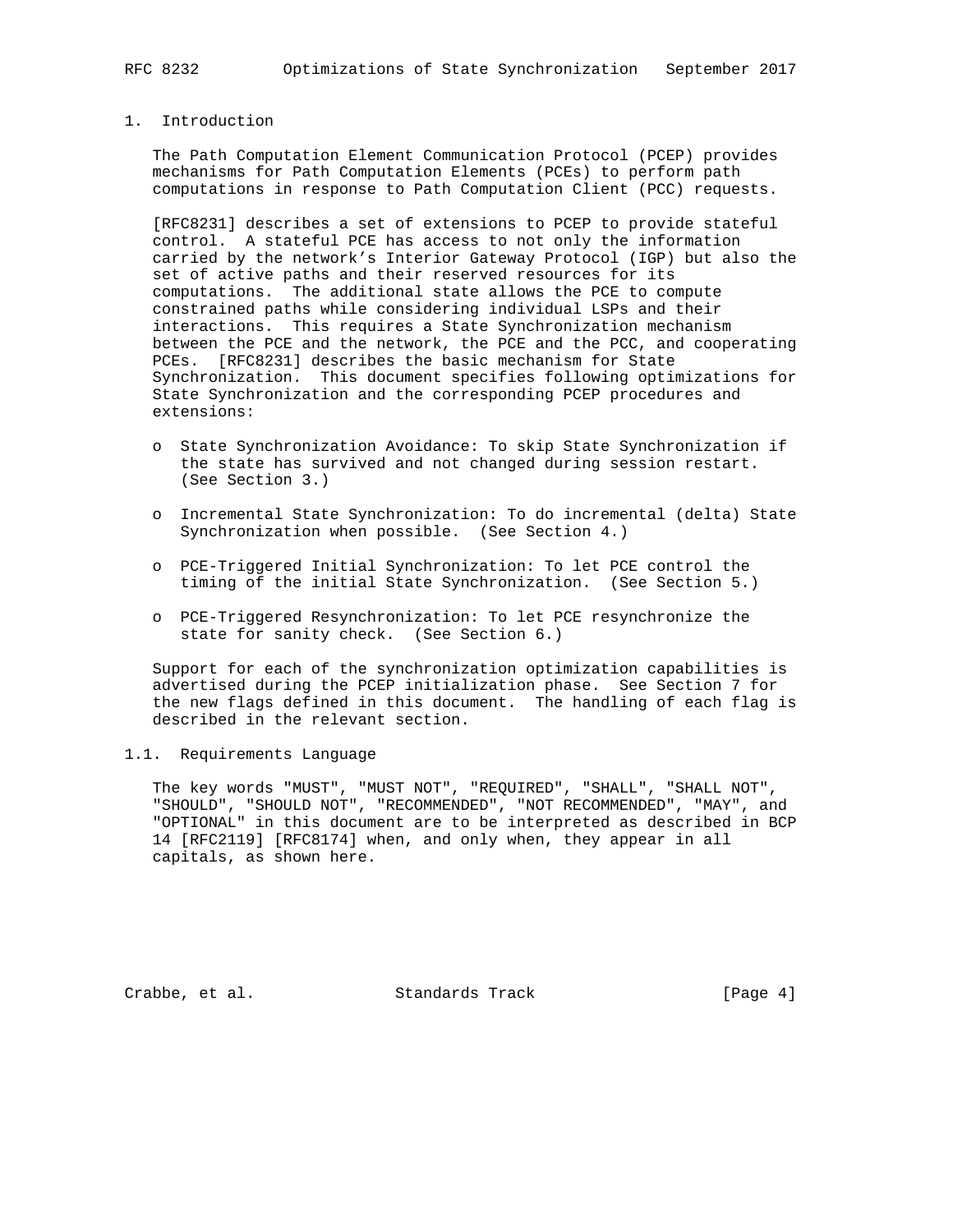# 1. Introduction

The Path Computation Element Communication Protocol (PCEP) provides mechanisms for Path Computation Elements (PCEs) to perform path computations in response to Path Computation Client (PCC) requests.

[RFC8231] describes a set of extensions to PCEP to provide stateful control. A stateful PCE has access to not only the information carried by the network's Interior Gateway Protocol (IGP) but also the set of active paths and their reserved resources for its computations. The additional state allows the PCE to compute constrained paths while considering individual LSPs and their interactions. This requires a State Synchronization mechanism between the PCE and the network, the PCE and the PCC, and cooperating PCEs. [RFC8231] describes the basic mechanism for State Synchronization. This document specifies following optimizations for State Synchronization and the corresponding PCEP procedures and extensions:

- State Synchronization Avoidance: To skip State Synchronization if the state has survived and not changed during session restart. (See Section 3.)
- Incremental State Synchronization: To do incremental (delta) State Synchronization when possible. (See Section 4.)
- PCE-Triggered Initial Synchronization: To let PCE control the timing of the initial State Synchronization. (See Section 5.)
- PCE-Triggered Resynchronization: To let PCE resynchronize the state for sanity check. (See Section 6.)

Support for each of the synchronization optimization capabilities is advertised during the PCEP initialization phase. See Section 7 for the new flags defined in this document. The handling of each flag is described in the relevant section.

## 1.1. Requirements Language

The key words "MUST", "MUST NOT", "REQUIRED", "SHALL", "SHALL NOT", "SHOULD", "SHOULD NOT", "RECOMMENDED", "NOT RECOMMENDED", "MAY", and "OPTIONAL" in this document are to be interpreted as described in BCP 14 [RFC2119] [RFC8174] when, and only when, they appear in all capitals, as shown here.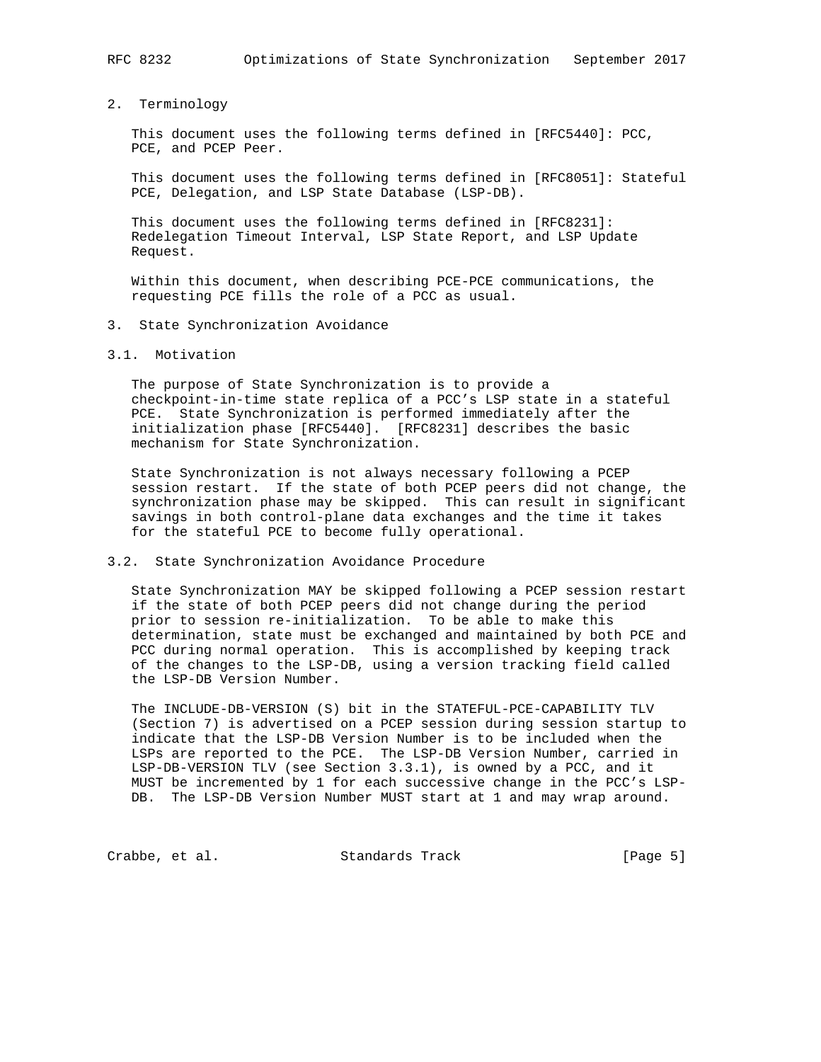## 2. Terminology

This document uses the following terms defined in [RFC5440]: PCC, PCE, and PCEP Peer.

This document uses the following terms defined in [RFC8051]: Stateful PCE, Delegation, and LSP State Database (LSP-DB).

This document uses the following terms defined in [RFC8231]: Redelegation Timeout Interval, LSP State Report, and LSP Update Request.

Within this document, when describing PCE-PCE communications, the requesting PCE fills the role of a PCC as usual.

## 3. State Synchronization Avoidance

### 3.1. Motivation

The purpose of State Synchronization is to provide a checkpoint-in-time state replica of a PCC's LSP state in a stateful PCE. State Synchronization is performed immediately after the initialization phase [RFC5440]. [RFC8231] describes the basic mechanism for State Synchronization.

State Synchronization is not always necessary following a PCEP session restart. If the state of both PCEP peers did not change, the synchronization phase may be skipped. This can result in significant savings in both control-plane data exchanges and the time it takes for the stateful PCE to become fully operational.

### 3.2. State Synchronization Avoidance Procedure

State Synchronization MAY be skipped following a PCEP session restart if the state of both PCEP peers did not change during the period prior to session re-initialization. To be able to make this determination, state must be exchanged and maintained by both PCE and PCC during normal operation. This is accomplished by keeping track of the changes to the LSP-DB, using a version tracking field called the LSP-DB Version Number.

The INCLUDE-DB-VERSION (S) bit in the STATEFUL-PCE-CAPABILITY TLV (Section 7) is advertised on a PCEP session during session startup to indicate that the LSP-DB Version Number is to be included when the LSPs are reported to the PCE. The LSP-DB Version Number, carried in LSP-DB-VERSION TLV (see Section 3.3.1), is owned by a PCC, and it MUST be incremented by 1 for each successive change in the PCC's LSP-DB. The LSP-DB Version Number MUST start at 1 and may wrap around.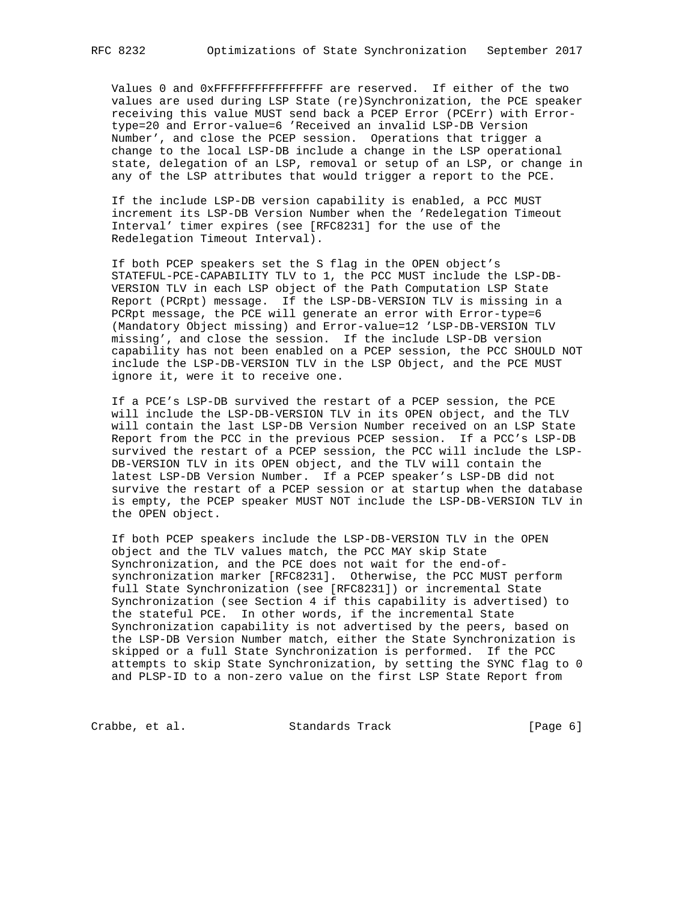Values 0 and 0xFFFFFFFFFFFFFFFF are reserved. If either of the two values are used during LSP State (re)Synchronization, the PCE speaker receiving this value MUST send back a PCEP Error (PCErr) with Error-type=20 and Error-value=6 'Received an invalid LSP-DB Version Number', and close the PCEP session. Operations that trigger a change to the local LSP-DB include a change in the LSP operational state, delegation of an LSP, removal or setup of an LSP, or change in any of the LSP attributes that would trigger a report to the PCE.

If the include LSP-DB version capability is enabled, a PCC MUST increment its LSP-DB Version Number when the 'Redelegation Timeout Interval' timer expires (see [RFC8231] for the use of the Redelegation Timeout Interval).

If both PCEP speakers set the S flag in the OPEN object's STATEFUL-PCE-CAPABILITY TLV to 1, the PCC MUST include the LSP-DB-VERSION TLV in each LSP object of the Path Computation LSP State Report (PCRpt) message. If the LSP-DB-VERSION TLV is missing in a PCRpt message, the PCE will generate an error with Error-type=6 (Mandatory Object missing) and Error-value=12 'LSP-DB-VERSION TLV missing', and close the session. If the include LSP-DB version capability has not been enabled on a PCEP session, the PCC SHOULD NOT include the LSP-DB-VERSION TLV in the LSP Object, and the PCE MUST ignore it, were it to receive one.

If a PCE's LSP-DB survived the restart of a PCEP session, the PCE will include the LSP-DB-VERSION TLV in its OPEN object, and the TLV will contain the last LSP-DB Version Number received on an LSP State Report from the PCC in the previous PCEP session. If a PCC's LSP-DB survived the restart of a PCEP session, the PCC will include the LSP-DB-VERSION TLV in its OPEN object, and the TLV will contain the latest LSP-DB Version Number. If a PCEP speaker's LSP-DB did not survive the restart of a PCEP session or at startup when the database is empty, the PCEP speaker MUST NOT include the LSP-DB-VERSION TLV in the OPEN object.

If both PCEP speakers include the LSP-DB-VERSION TLV in the OPEN object and the TLV values match, the PCC MAY skip State Synchronization, and the PCE does not wait for the end-of-synchronization marker [RFC8231]. Otherwise, the PCC MUST perform full State Synchronization (see [RFC8231]) or incremental State Synchronization (see Section 4 if this capability is advertised) to the stateful PCE. In other words, if the incremental State Synchronization capability is not advertised by the peers, based on the LSP-DB Version Number match, either the State Synchronization is skipped or a full State Synchronization is performed. If the PCC attempts to skip State Synchronization, by setting the SYNC flag to 0 and PLSP-ID to a non-zero value on the first LSP State Report from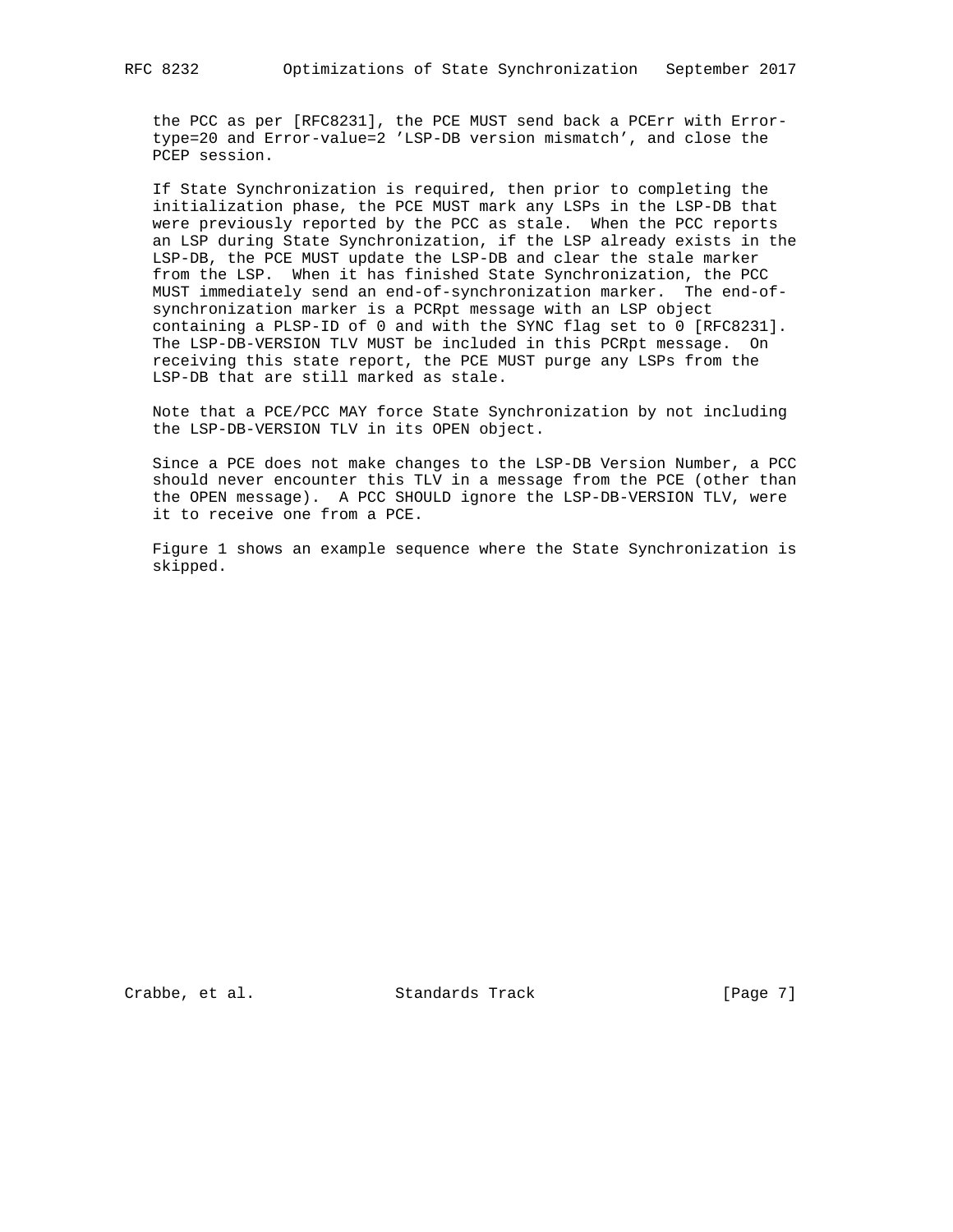the PCC as per [RFC8231], the PCE MUST send back a PCErr with Error-type=20 and Error-value=2 'LSP-DB version mismatch', and close the PCEP session.

If State Synchronization is required, then prior to completing the initialization phase, the PCE MUST mark any LSPs in the LSP-DB that were previously reported by the PCC as stale. When the PCC reports an LSP during State Synchronization, if the LSP already exists in the LSP-DB, the PCE MUST update the LSP-DB and clear the stale marker from the LSP. When it has finished State Synchronization, the PCC MUST immediately send an end-of-synchronization marker. The end-of-synchronization marker is a PCRpt message with an LSP object containing a PLSP-ID of 0 and with the SYNC flag set to 0 [RFC8231]. The LSP-DB-VERSION TLV MUST be included in this PCRpt message. On receiving this state report, the PCE MUST purge any LSPs from the LSP-DB that are still marked as stale.

Note that a PCE/PCC MAY force State Synchronization by not including the LSP-DB-VERSION TLV in its OPEN object.

Since a PCE does not make changes to the LSP-DB Version Number, a PCC should never encounter this TLV in a message from the PCE (other than the OPEN message). A PCC SHOULD ignore the LSP-DB-VERSION TLV, were it to receive one from a PCE.

Figure 1 shows an example sequence where the State Synchronization is skipped.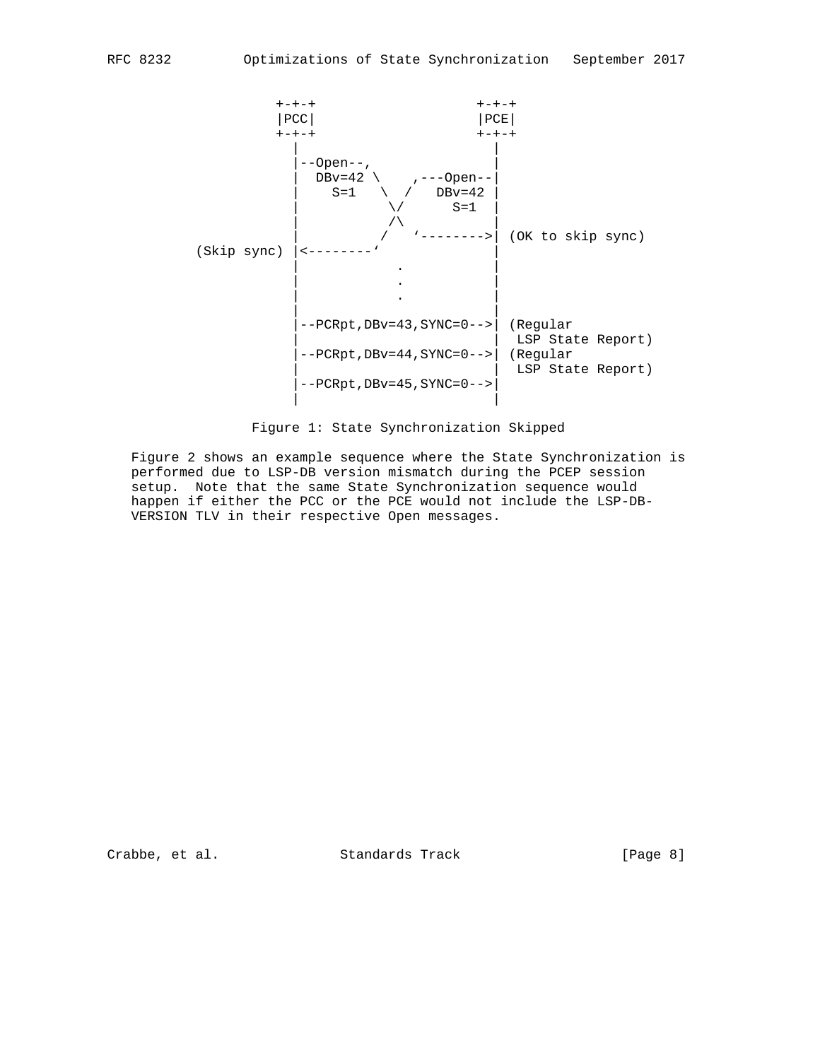```
              +-+-+                    +-+-+
              |PCC|                    |PCE|
              +-+-+                    +-+-+
                |                        |
                |--Open--,               |
                |  DBv=42 \    ,---Open--|
                |    S=1   \  /   DBv=42 |
                |           \/      S=1  |
                |           /\           |
                |          /   `-------->| (OK to skip sync)
    (Skip sync) |<--------`              |
                |            .           |
                |            .           |
                |            .           |
                |                        |
                |--PCRpt,DBv=43,SYNC=0-->| (Regular
                |                        |  LSP State Report)
                |--PCRpt,DBv=44,SYNC=0-->| (Regular
                |                        |  LSP State Report)
                |--PCRpt,DBv=45,SYNC=0-->|
                |                        |
```

Figure 1: State Synchronization Skipped

Figure 2 shows an example sequence where the State Synchronization is performed due to LSP-DB version mismatch during the PCEP session setup. Note that the same State Synchronization sequence would happen if either the PCC or the PCE would not include the LSP-DB-VERSION TLV in their respective Open messages.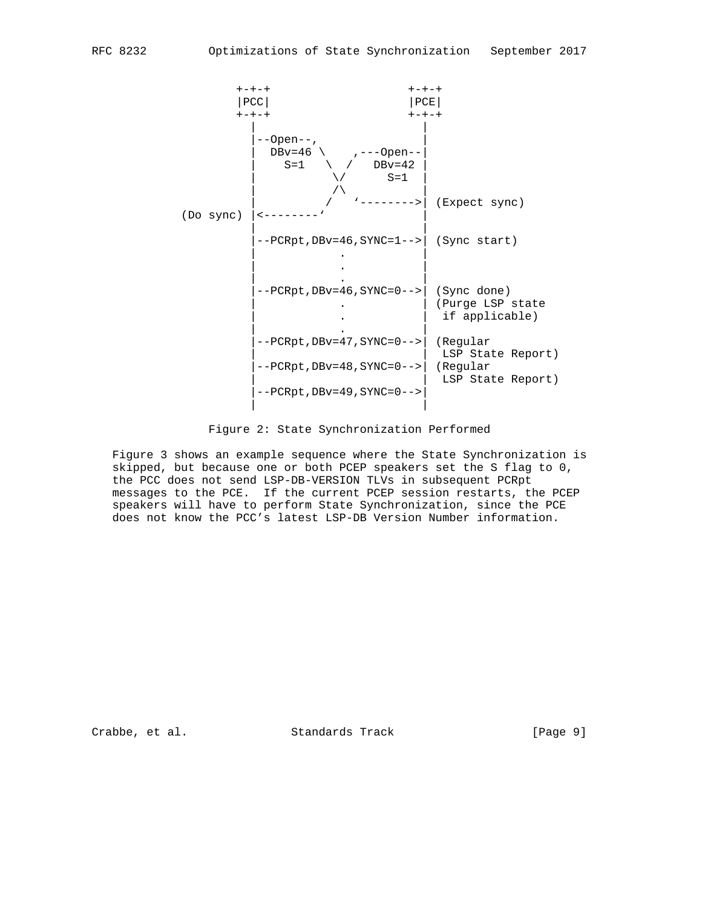```
             +-+-+                  +-+-+
             |PCC|                  |PCE|
             +-+-+                  +-+-+
               |                      |
               |--Open--,             |
               |  DBv=46 \    ,---Open--|
               |    S=1   \  /   DBv=42 |
               |           \/      S=1  |
               |           /\           |
               |          /   `-------->| (Expect sync)
     (Do sync) |<--------`             |
               |                        |
               |--PCRpt,DBv=46,SYNC=1-->| (Sync start)
               |            .           |
               |            .           |
               |            .           |
               |--PCRpt,DBv=46,SYNC=0-->| (Sync done)
               |            .           | (Purge LSP state
               |            .           |  if applicable)
               |            .           |
               |--PCRpt,DBv=47,SYNC=0-->| (Regular
               |                        |  LSP State Report)
               |--PCRpt,DBv=48,SYNC=0-->| (Regular
               |                        |  LSP State Report)
               |--PCRpt,DBv=49,SYNC=0-->|
               |                        |
```

Figure 2: State Synchronization Performed

Figure 3 shows an example sequence where the State Synchronization is skipped, but because one or both PCEP speakers set the S flag to 0, the PCC does not send LSP-DB-VERSION TLVs in subsequent PCRpt messages to the PCE. If the current PCEP session restarts, the PCEP speakers will have to perform State Synchronization, since the PCE does not know the PCC's latest LSP-DB Version Number information.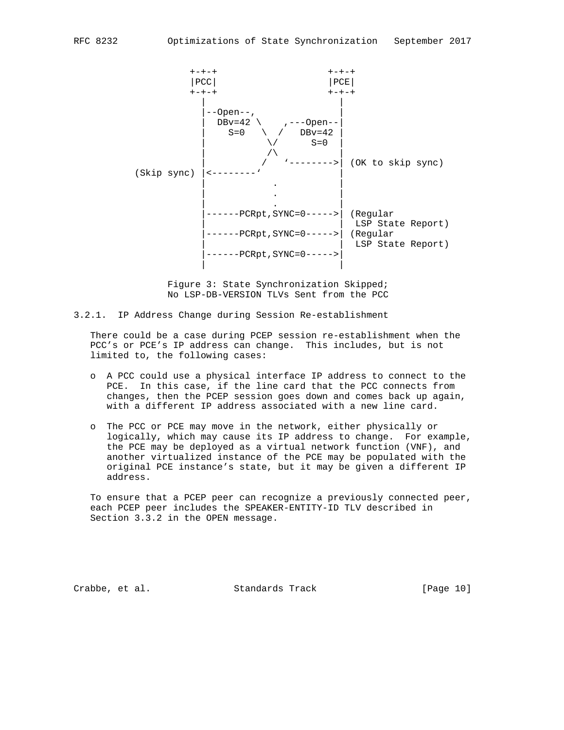```
                 +-+-+                  +-+-+
                 |PCC|                  |PCE|
                 +-+-+                  +-+-+
                   |                      |
                   |--Open--,             |
                   |  DBv=42 \    ,---Open--|
                   |    S=0   \  /   DBv=42 |
                   |           \/      S=0  |
                   |           /\           |
                   |          /   `-------->| (OK to skip sync)
        (Skip sync) |<--------`             |
                   |            .           |
                   |            .           |
                   |            .           |
                   |------PCRpt,SYNC=0----->| (Regular
                   |                        |  LSP State Report)
                   |------PCRpt,SYNC=0----->| (Regular
                   |                        |  LSP State Report)
                   |------PCRpt,SYNC=0----->|
                   |                        |
```

Figure 3: State Synchronization Skipped;
No LSP-DB-VERSION TLVs Sent from the PCC

### 3.2.1. IP Address Change during Session Re-establishment

There could be a case during PCEP session re-establishment when the PCC's or PCE's IP address can change. This includes, but is not limited to, the following cases:

- A PCC could use a physical interface IP address to connect to the PCE. In this case, if the line card that the PCC connects from changes, then the PCEP session goes down and comes back up again, with a different IP address associated with a new line card.

- The PCC or PCE may move in the network, either physically or logically, which may cause its IP address to change. For example, the PCE may be deployed as a virtual network function (VNF), and another virtualized instance of the PCE may be populated with the original PCE instance's state, but it may be given a different IP address.

To ensure that a PCEP peer can recognize a previously connected peer, each PCEP peer includes the SPEAKER-ENTITY-ID TLV described in Section 3.3.2 in the OPEN message.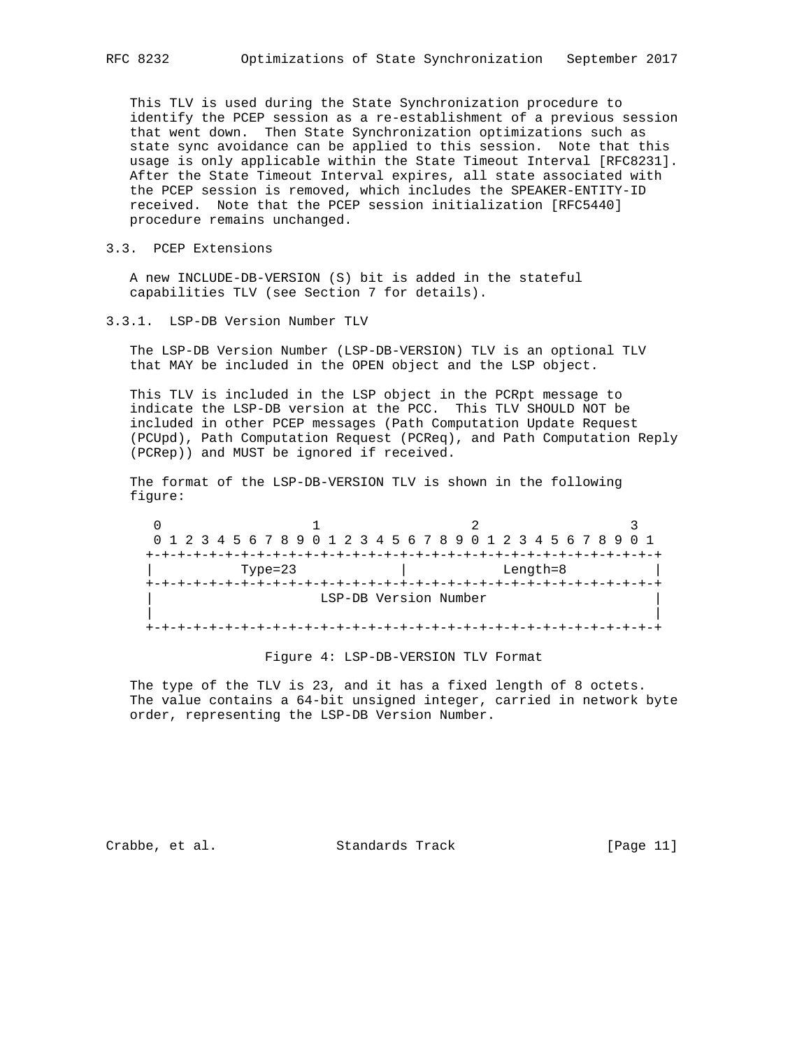This TLV is used during the State Synchronization procedure to identify the PCEP session as a re-establishment of a previous session that went down. Then State Synchronization optimizations such as state sync avoidance can be applied to this session. Note that this usage is only applicable within the State Timeout Interval [RFC8231]. After the State Timeout Interval expires, all state associated with the PCEP session is removed, which includes the SPEAKER-ENTITY-ID received. Note that the PCEP session initialization [RFC5440] procedure remains unchanged.

### 3.3. PCEP Extensions

A new INCLUDE-DB-VERSION (S) bit is added in the stateful capabilities TLV (see Section 7 for details).

#### 3.3.1. LSP-DB Version Number TLV

The LSP-DB Version Number (LSP-DB-VERSION) TLV is an optional TLV that MAY be included in the OPEN object and the LSP object.

This TLV is included in the LSP object in the PCRpt message to indicate the LSP-DB version at the PCC. This TLV SHOULD NOT be included in other PCEP messages (Path Computation Update Request (PCUpd), Path Computation Request (PCReq), and Path Computation Reply (PCRep)) and MUST be ignored if received.

The format of the LSP-DB-VERSION TLV is shown in the following figure:

```
 0                   1                   2                   3
 0 1 2 3 4 5 6 7 8 9 0 1 2 3 4 5 6 7 8 9 0 1 2 3 4 5 6 7 8 9 0 1
+-+-+-+-+-+-+-+-+-+-+-+-+-+-+-+-+-+-+-+-+-+-+-+-+-+-+-+-+-+-+-+-+
|           Type=23             |            Length=8           |
+-+-+-+-+-+-+-+-+-+-+-+-+-+-+-+-+-+-+-+-+-+-+-+-+-+-+-+-+-+-+-+-+
|                      LSP-DB Version Number                    |
|                                                               |
+-+-+-+-+-+-+-+-+-+-+-+-+-+-+-+-+-+-+-+-+-+-+-+-+-+-+-+-+-+-+-+-+
```

Figure 4: LSP-DB-VERSION TLV Format

The type of the TLV is 23, and it has a fixed length of 8 octets. The value contains a 64-bit unsigned integer, carried in network byte order, representing the LSP-DB Version Number.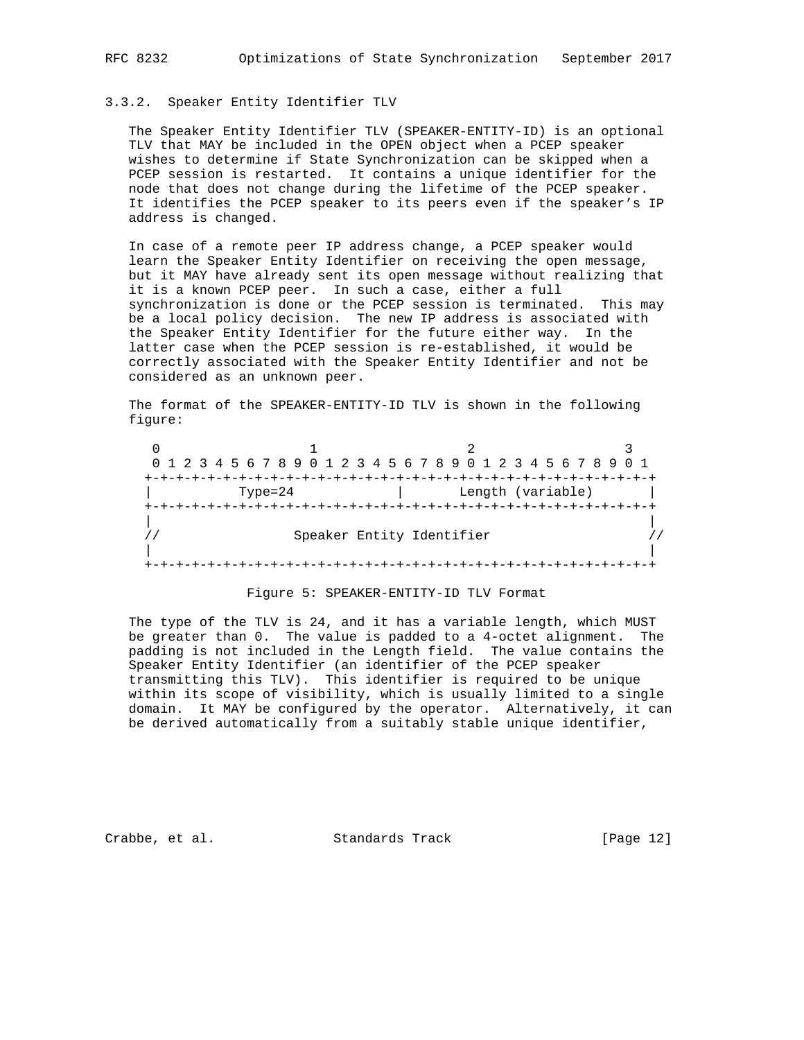### 3.3.2. Speaker Entity Identifier TLV

The Speaker Entity Identifier TLV (SPEAKER-ENTITY-ID) is an optional TLV that MAY be included in the OPEN object when a PCEP speaker wishes to determine if State Synchronization can be skipped when a PCEP session is restarted. It contains a unique identifier for the node that does not change during the lifetime of the PCEP speaker. It identifies the PCEP speaker to its peers even if the speaker's IP address is changed.

In case of a remote peer IP address change, a PCEP speaker would learn the Speaker Entity Identifier on receiving the open message, but it MAY have already sent its open message without realizing that it is a known PCEP peer. In such a case, either a full synchronization is done or the PCEP session is terminated. This may be a local policy decision. The new IP address is associated with the Speaker Entity Identifier for the future either way. In the latter case when the PCEP session is re-established, it would be correctly associated with the Speaker Entity Identifier and not be considered as an unknown peer.

The format of the SPEAKER-ENTITY-ID TLV is shown in the following figure:

```
 0                   1                   2                   3
 0 1 2 3 4 5 6 7 8 9 0 1 2 3 4 5 6 7 8 9 0 1 2 3 4 5 6 7 8 9 0 1
+-+-+-+-+-+-+-+-+-+-+-+-+-+-+-+-+-+-+-+-+-+-+-+-+-+-+-+-+-+-+-+-+
|           Type=24             |       Length (variable)       |
+-+-+-+-+-+-+-+-+-+-+-+-+-+-+-+-+-+-+-+-+-+-+-+-+-+-+-+-+-+-+-+-+
|                                                               |
//                 Speaker Entity Identifier                   //
|                                                               |
+-+-+-+-+-+-+-+-+-+-+-+-+-+-+-+-+-+-+-+-+-+-+-+-+-+-+-+-+-+-+-+-+
```

Figure 5: SPEAKER-ENTITY-ID TLV Format

The type of the TLV is 24, and it has a variable length, which MUST be greater than 0. The value is padded to a 4-octet alignment. The padding is not included in the Length field. The value contains the Speaker Entity Identifier (an identifier of the PCEP speaker transmitting this TLV). This identifier is required to be unique within its scope of visibility, which is usually limited to a single domain. It MAY be configured by the operator. Alternatively, it can be derived automatically from a suitably stable unique identifier,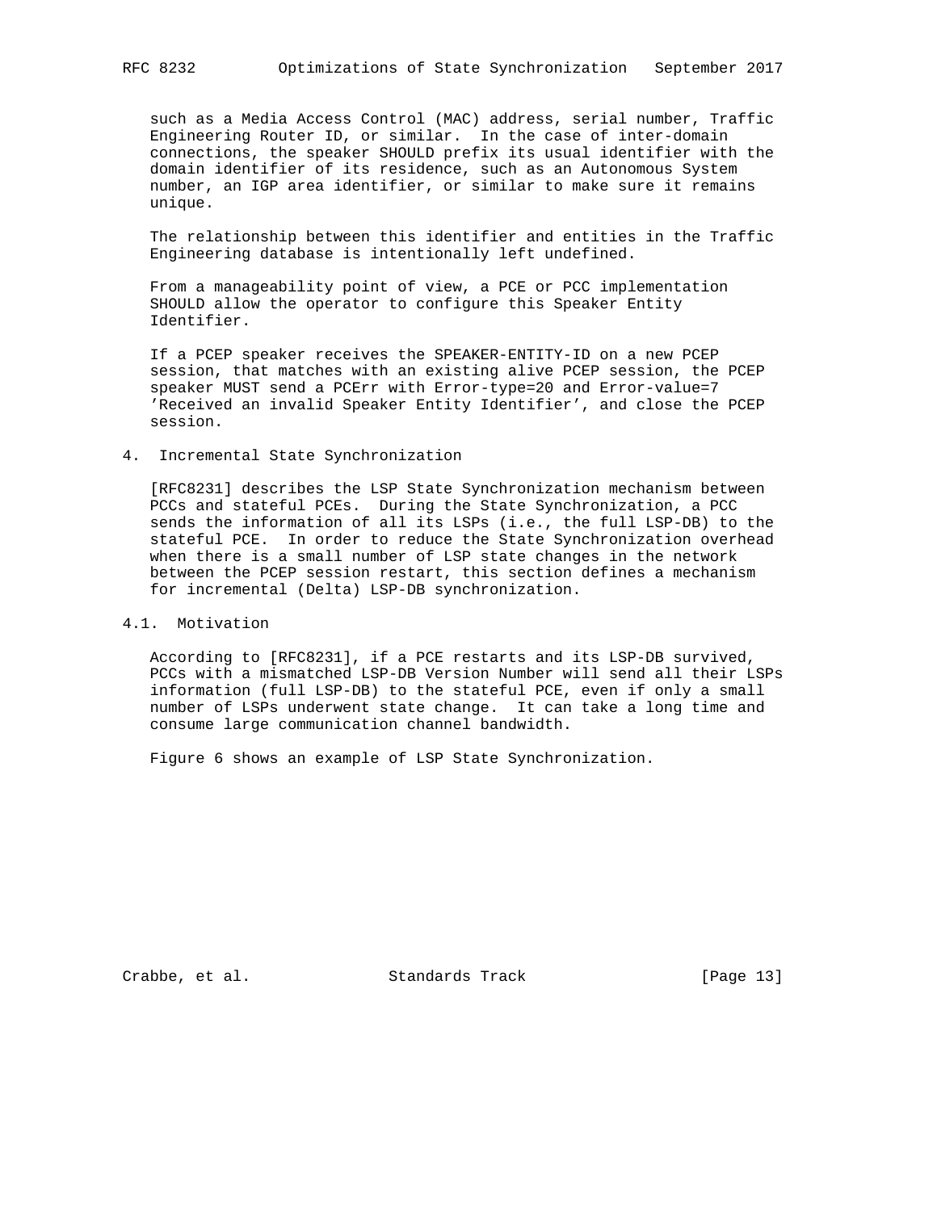such as a Media Access Control (MAC) address, serial number, Traffic Engineering Router ID, or similar. In the case of inter-domain connections, the speaker SHOULD prefix its usual identifier with the domain identifier of its residence, such as an Autonomous System number, an IGP area identifier, or similar to make sure it remains unique.

The relationship between this identifier and entities in the Traffic Engineering database is intentionally left undefined.

From a manageability point of view, a PCE or PCC implementation SHOULD allow the operator to configure this Speaker Entity Identifier.

If a PCEP speaker receives the SPEAKER-ENTITY-ID on a new PCEP session, that matches with an existing alive PCEP session, the PCEP speaker MUST send a PCErr with Error-type=20 and Error-value=7 'Received an invalid Speaker Entity Identifier', and close the PCEP session.

## 4. Incremental State Synchronization

[RFC8231] describes the LSP State Synchronization mechanism between PCCs and stateful PCEs. During the State Synchronization, a PCC sends the information of all its LSPs (i.e., the full LSP-DB) to the stateful PCE. In order to reduce the State Synchronization overhead when there is a small number of LSP state changes in the network between the PCEP session restart, this section defines a mechanism for incremental (Delta) LSP-DB synchronization.

### 4.1. Motivation

According to [RFC8231], if a PCE restarts and its LSP-DB survived, PCCs with a mismatched LSP-DB Version Number will send all their LSPs information (full LSP-DB) to the stateful PCE, even if only a small number of LSPs underwent state change. It can take a long time and consume large communication channel bandwidth.

Figure 6 shows an example of LSP State Synchronization.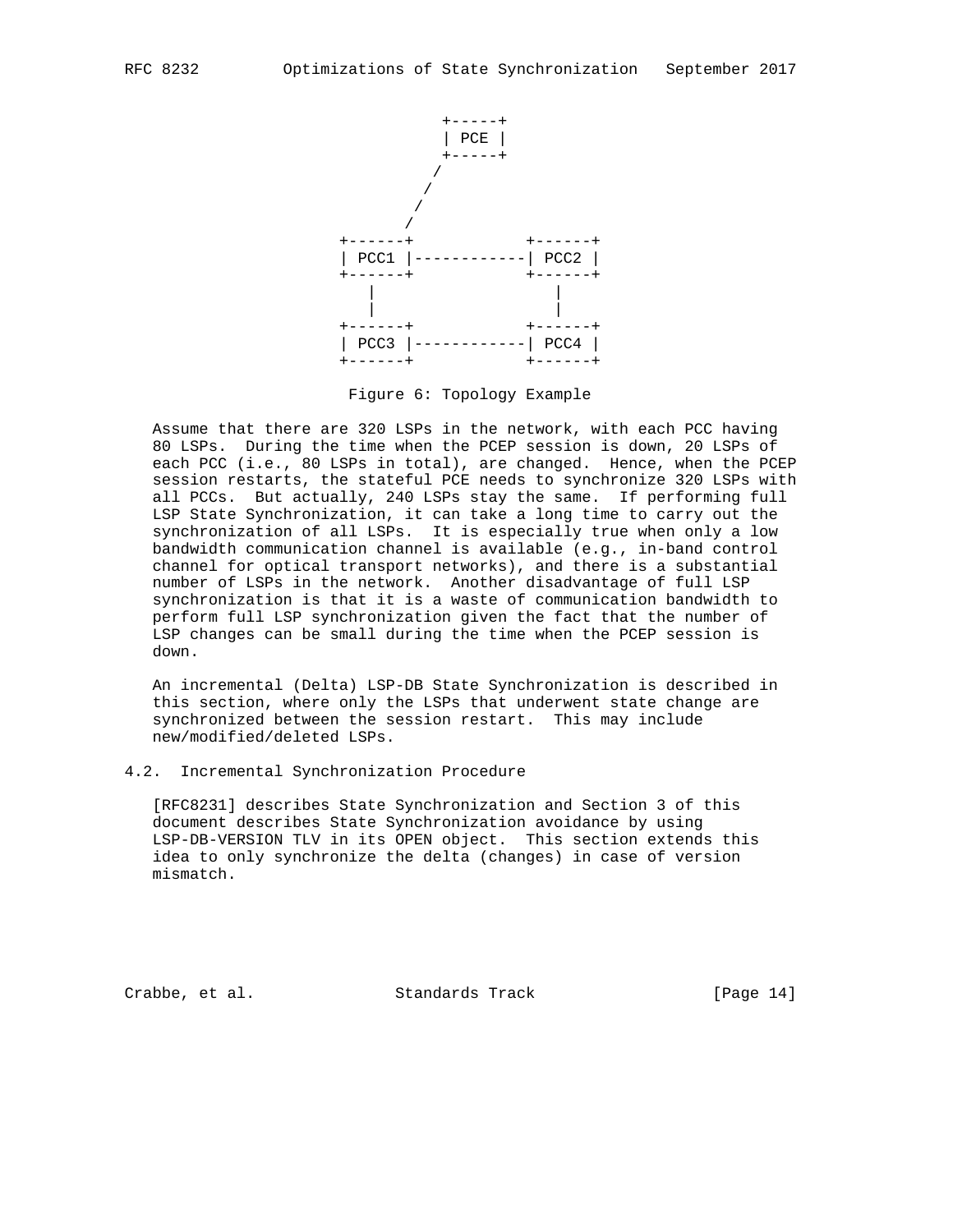```
                     +-----+
                     | PCE |
                     +-----+
                    /
                   /
                  /
                 /
          +------+            +------+
          | PCC1 |------------| PCC2 |
          +------+            +------+
             |                   |
             |                   |
          +------+            +------+
          | PCC3 |------------| PCC4 |
          +------+            +------+
```

Figure 6: Topology Example

Assume that there are 320 LSPs in the network, with each PCC having 80 LSPs. During the time when the PCEP session is down, 20 LSPs of each PCC (i.e., 80 LSPs in total), are changed. Hence, when the PCEP session restarts, the stateful PCE needs to synchronize 320 LSPs with all PCCs. But actually, 240 LSPs stay the same. If performing full LSP State Synchronization, it can take a long time to carry out the synchronization of all LSPs. It is especially true when only a low bandwidth communication channel is available (e.g., in-band control channel for optical transport networks), and there is a substantial number of LSPs in the network. Another disadvantage of full LSP synchronization is that it is a waste of communication bandwidth to perform full LSP synchronization given the fact that the number of LSP changes can be small during the time when the PCEP session is down.

An incremental (Delta) LSP-DB State Synchronization is described in this section, where only the LSPs that underwent state change are synchronized between the session restart. This may include new/modified/deleted LSPs.

### 4.2. Incremental Synchronization Procedure

[RFC8231] describes State Synchronization and Section 3 of this document describes State Synchronization avoidance by using LSP-DB-VERSION TLV in its OPEN object. This section extends this idea to only synchronize the delta (changes) in case of version mismatch.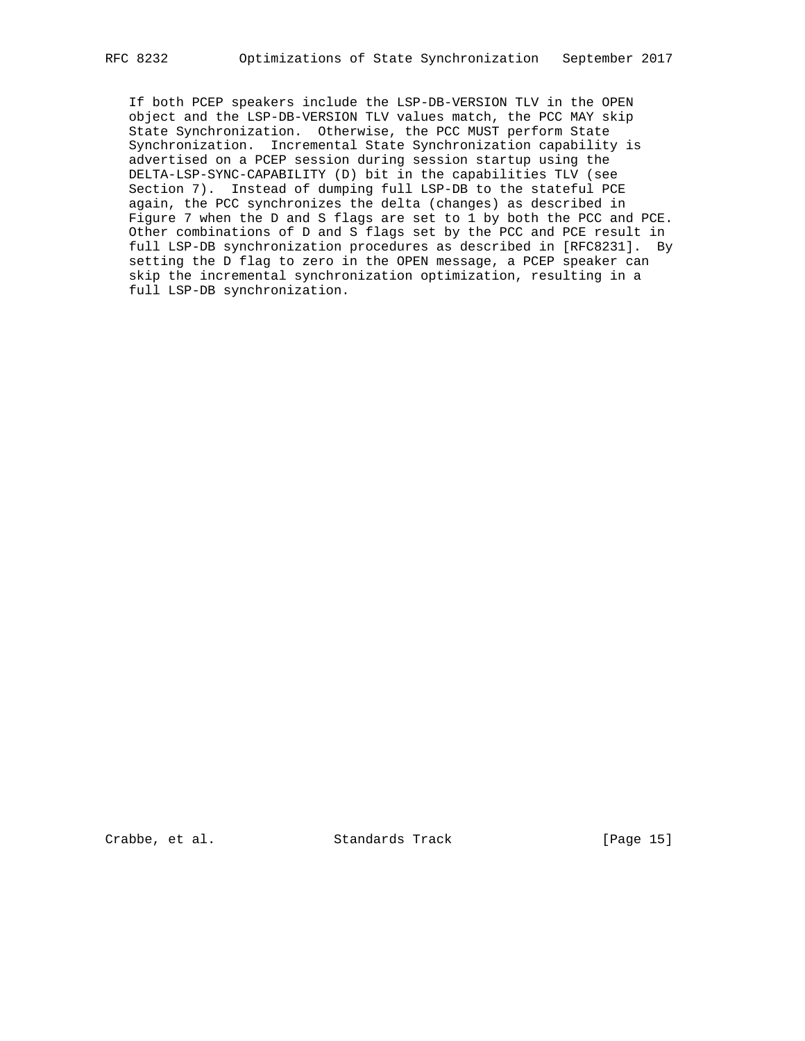If both PCEP speakers include the LSP-DB-VERSION TLV in the OPEN object and the LSP-DB-VERSION TLV values match, the PCC MAY skip State Synchronization. Otherwise, the PCC MUST perform State Synchronization. Incremental State Synchronization capability is advertised on a PCEP session during session startup using the DELTA-LSP-SYNC-CAPABILITY (D) bit in the capabilities TLV (see Section 7). Instead of dumping full LSP-DB to the stateful PCE again, the PCC synchronizes the delta (changes) as described in Figure 7 when the D and S flags are set to 1 by both the PCC and PCE. Other combinations of D and S flags set by the PCC and PCE result in full LSP-DB synchronization procedures as described in [RFC8231]. By setting the D flag to zero in the OPEN message, a PCEP speaker can skip the incremental synchronization optimization, resulting in a full LSP-DB synchronization.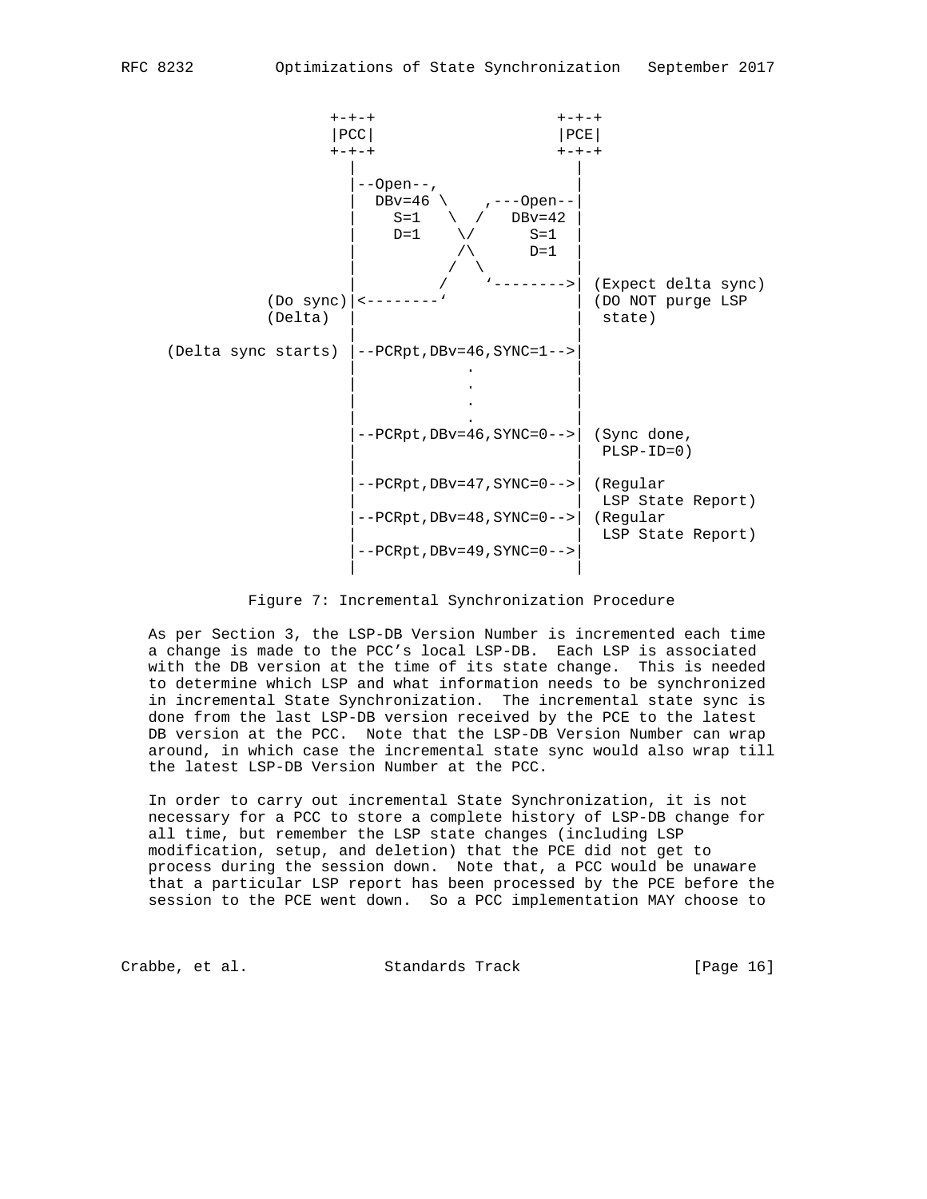```
                  +-+-+                  +-+-+
                  |PCC|                  |PCE|
                  +-+-+                  +-+-+
                    |                      |
                    |--Open--,             |
                    |  DBv=46 \    ,---Open--|
                    |    S=1   \  /   DBv=42 |
                    |    D=1    \/      S=1  |
                    |           /\      D=1  |
                    |          /  \          |
                    |         /    `-------->| (Expect delta sync)
           (Do sync)|<--------`              | (DO NOT purge LSP
           (Delta)  |                        |  state)
                    |                        |
 (Delta sync starts) |--PCRpt,DBv=46,SYNC=1-->|
                    |            .           |
                    |            .           |
                    |            .           |
                    |            .           |
                    |--PCRpt,DBv=46,SYNC=0-->| (Sync done,
                    |                        |  PLSP-ID=0)
                    |                        |
                    |--PCRpt,DBv=47,SYNC=0-->| (Regular
                    |                        |  LSP State Report)
                    |--PCRpt,DBv=48,SYNC=0-->| (Regular
                    |                        |  LSP State Report)
                    |--PCRpt,DBv=49,SYNC=0-->|
                    |                        |
```

Figure 7: Incremental Synchronization Procedure

As per Section 3, the LSP-DB Version Number is incremented each time a change is made to the PCC's local LSP-DB. Each LSP is associated with the DB version at the time of its state change. This is needed to determine which LSP and what information needs to be synchronized in incremental State Synchronization. The incremental state sync is done from the last LSP-DB version received by the PCE to the latest DB version at the PCC. Note that the LSP-DB Version Number can wrap around, in which case the incremental state sync would also wrap till the latest LSP-DB Version Number at the PCC.

In order to carry out incremental State Synchronization, it is not necessary for a PCC to store a complete history of LSP-DB change for all time, but remember the LSP state changes (including LSP modification, setup, and deletion) that the PCE did not get to process during the session down. Note that, a PCC would be unaware that a particular LSP report has been processed by the PCE before the session to the PCE went down. So a PCC implementation MAY choose to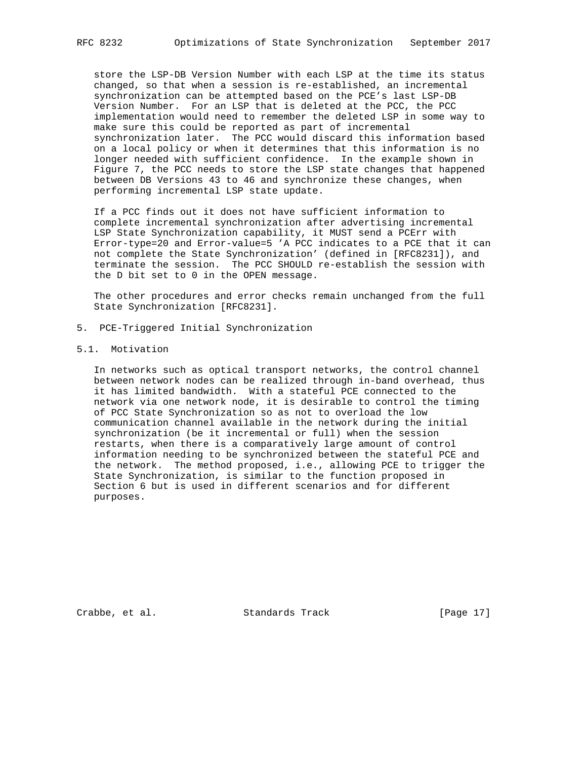store the LSP-DB Version Number with each LSP at the time its status changed, so that when a session is re-established, an incremental synchronization can be attempted based on the PCE's last LSP-DB Version Number. For an LSP that is deleted at the PCC, the PCC implementation would need to remember the deleted LSP in some way to make sure this could be reported as part of incremental synchronization later. The PCC would discard this information based on a local policy or when it determines that this information is no longer needed with sufficient confidence. In the example shown in Figure 7, the PCC needs to store the LSP state changes that happened between DB Versions 43 to 46 and synchronize these changes, when performing incremental LSP state update.

If a PCC finds out it does not have sufficient information to complete incremental synchronization after advertising incremental LSP State Synchronization capability, it MUST send a PCErr with Error-type=20 and Error-value=5 'A PCC indicates to a PCE that it can not complete the State Synchronization' (defined in [RFC8231]), and terminate the session. The PCC SHOULD re-establish the session with the D bit set to 0 in the OPEN message.

The other procedures and error checks remain unchanged from the full State Synchronization [RFC8231].

## 5. PCE-Triggered Initial Synchronization

### 5.1. Motivation

In networks such as optical transport networks, the control channel between network nodes can be realized through in-band overhead, thus it has limited bandwidth. With a stateful PCE connected to the network via one network node, it is desirable to control the timing of PCC State Synchronization so as not to overload the low communication channel available in the network during the initial synchronization (be it incremental or full) when the session restarts, when there is a comparatively large amount of control information needing to be synchronized between the stateful PCE and the network. The method proposed, i.e., allowing PCE to trigger the State Synchronization, is similar to the function proposed in Section 6 but is used in different scenarios and for different purposes.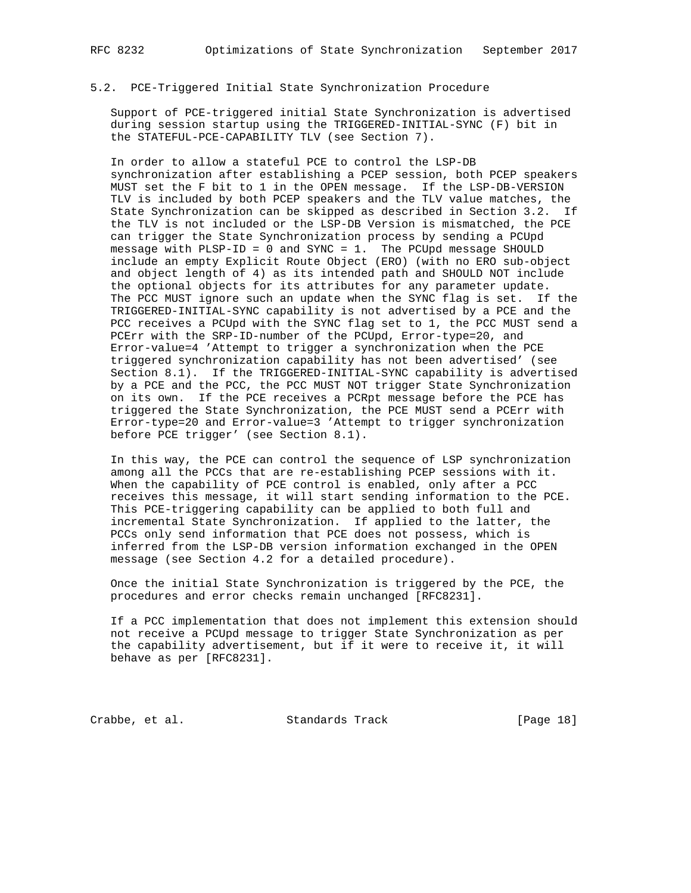## 5.2. PCE-Triggered Initial State Synchronization Procedure

Support of PCE-triggered initial State Synchronization is advertised during session startup using the TRIGGERED-INITIAL-SYNC (F) bit in the STATEFUL-PCE-CAPABILITY TLV (see Section 7).

In order to allow a stateful PCE to control the LSP-DB synchronization after establishing a PCEP session, both PCEP speakers MUST set the F bit to 1 in the OPEN message. If the LSP-DB-VERSION TLV is included by both PCEP speakers and the TLV value matches, the State Synchronization can be skipped as described in Section 3.2. If the TLV is not included or the LSP-DB Version is mismatched, the PCE can trigger the State Synchronization process by sending a PCUpd message with PLSP-ID = 0 and SYNC = 1. The PCUpd message SHOULD include an empty Explicit Route Object (ERO) (with no ERO sub-object and object length of 4) as its intended path and SHOULD NOT include the optional objects for its attributes for any parameter update. The PCC MUST ignore such an update when the SYNC flag is set. If the TRIGGERED-INITIAL-SYNC capability is not advertised by a PCE and the PCC receives a PCUpd with the SYNC flag set to 1, the PCC MUST send a PCErr with the SRP-ID-number of the PCUpd, Error-type=20, and Error-value=4 'Attempt to trigger a synchronization when the PCE triggered synchronization capability has not been advertised' (see Section 8.1). If the TRIGGERED-INITIAL-SYNC capability is advertised by a PCE and the PCC, the PCC MUST NOT trigger State Synchronization on its own. If the PCE receives a PCRpt message before the PCE has triggered the State Synchronization, the PCE MUST send a PCErr with Error-type=20 and Error-value=3 'Attempt to trigger synchronization before PCE trigger' (see Section 8.1).

In this way, the PCE can control the sequence of LSP synchronization among all the PCCs that are re-establishing PCEP sessions with it. When the capability of PCE control is enabled, only after a PCC receives this message, it will start sending information to the PCE. This PCE-triggering capability can be applied to both full and incremental State Synchronization. If applied to the latter, the PCCs only send information that PCE does not possess, which is inferred from the LSP-DB version information exchanged in the OPEN message (see Section 4.2 for a detailed procedure).

Once the initial State Synchronization is triggered by the PCE, the procedures and error checks remain unchanged [RFC8231].

If a PCC implementation that does not implement this extension should not receive a PCUpd message to trigger State Synchronization as per the capability advertisement, but if it were to receive it, it will behave as per [RFC8231].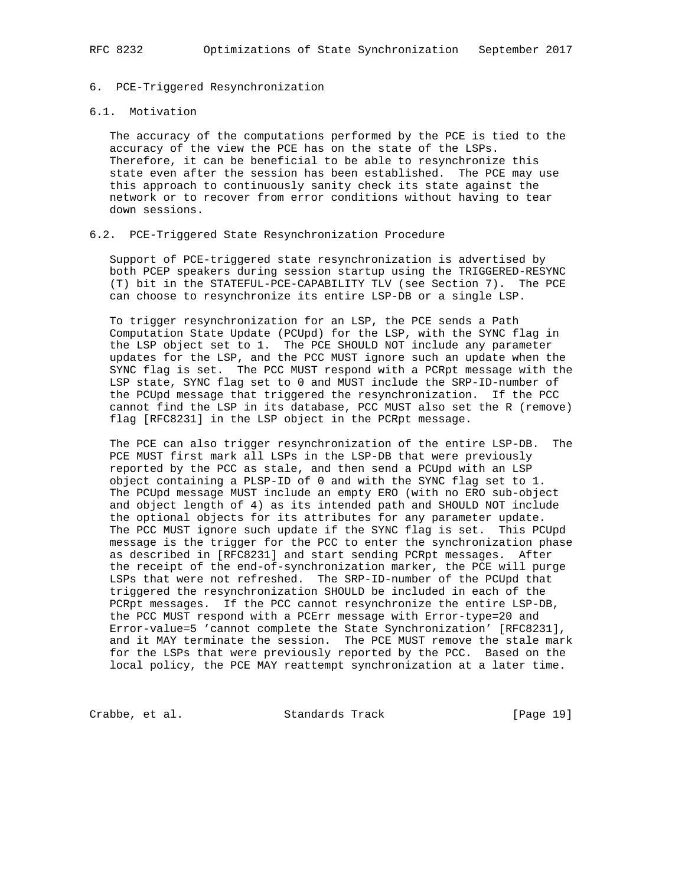## 6. PCE-Triggered Resynchronization

### 6.1. Motivation

The accuracy of the computations performed by the PCE is tied to the accuracy of the view the PCE has on the state of the LSPs. Therefore, it can be beneficial to be able to resynchronize this state even after the session has been established. The PCE may use this approach to continuously sanity check its state against the network or to recover from error conditions without having to tear down sessions.

### 6.2. PCE-Triggered State Resynchronization Procedure

Support of PCE-triggered state resynchronization is advertised by both PCEP speakers during session startup using the TRIGGERED-RESYNC (T) bit in the STATEFUL-PCE-CAPABILITY TLV (see Section 7). The PCE can choose to resynchronize its entire LSP-DB or a single LSP.

To trigger resynchronization for an LSP, the PCE sends a Path Computation State Update (PCUpd) for the LSP, with the SYNC flag in the LSP object set to 1. The PCE SHOULD NOT include any parameter updates for the LSP, and the PCC MUST ignore such an update when the SYNC flag is set. The PCC MUST respond with a PCRpt message with the LSP state, SYNC flag set to 0 and MUST include the SRP-ID-number of the PCUpd message that triggered the resynchronization. If the PCC cannot find the LSP in its database, PCC MUST also set the R (remove) flag [RFC8231] in the LSP object in the PCRpt message.

The PCE can also trigger resynchronization of the entire LSP-DB. The PCE MUST first mark all LSPs in the LSP-DB that were previously reported by the PCC as stale, and then send a PCUpd with an LSP object containing a PLSP-ID of 0 and with the SYNC flag set to 1. The PCUpd message MUST include an empty ERO (with no ERO sub-object and object length of 4) as its intended path and SHOULD NOT include the optional objects for its attributes for any parameter update. The PCC MUST ignore such update if the SYNC flag is set. This PCUpd message is the trigger for the PCC to enter the synchronization phase as described in [RFC8231] and start sending PCRpt messages. After the receipt of the end-of-synchronization marker, the PCE will purge LSPs that were not refreshed. The SRP-ID-number of the PCUpd that triggered the resynchronization SHOULD be included in each of the PCRpt messages. If the PCC cannot resynchronize the entire LSP-DB, the PCC MUST respond with a PCErr message with Error-type=20 and Error-value=5 'cannot complete the State Synchronization' [RFC8231], and it MAY terminate the session. The PCE MUST remove the stale mark for the LSPs that were previously reported by the PCC. Based on the local policy, the PCE MAY reattempt synchronization at a later time.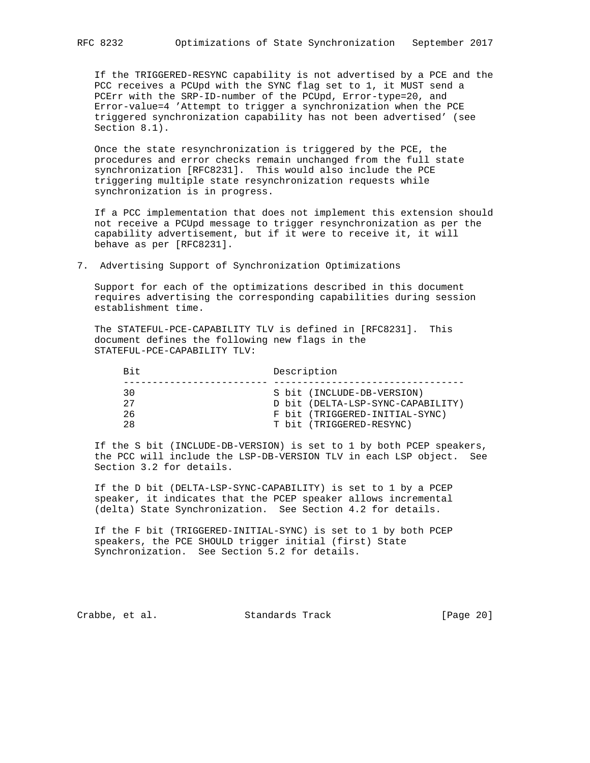If the TRIGGERED-RESYNC capability is not advertised by a PCE and the PCC receives a PCUpd with the SYNC flag set to 1, it MUST send a PCErr with the SRP-ID-number of the PCUpd, Error-type=20, and Error-value=4 'Attempt to trigger a synchronization when the PCE triggered synchronization capability has not been advertised' (see Section 8.1).

Once the state resynchronization is triggered by the PCE, the procedures and error checks remain unchanged from the full state synchronization [RFC8231]. This would also include the PCE triggering multiple state resynchronization requests while synchronization is in progress.

If a PCC implementation that does not implement this extension should not receive a PCUpd message to trigger resynchronization as per the capability advertisement, but if it were to receive it, it will behave as per [RFC8231].

## 7. Advertising Support of Synchronization Optimizations

Support for each of the optimizations described in this document requires advertising the corresponding capabilities during session establishment time.

The STATEFUL-PCE-CAPABILITY TLV is defined in [RFC8231]. This document defines the following new flags in the STATEFUL-PCE-CAPABILITY TLV:

| Bit | Description |
|---|---|
| 30 | S bit (INCLUDE-DB-VERSION) |
| 27 | D bit (DELTA-LSP-SYNC-CAPABILITY) |
| 26 | F bit (TRIGGERED-INITIAL-SYNC) |
| 28 | T bit (TRIGGERED-RESYNC) |

If the S bit (INCLUDE-DB-VERSION) is set to 1 by both PCEP speakers, the PCC will include the LSP-DB-VERSION TLV in each LSP object. See Section 3.2 for details.

If the D bit (DELTA-LSP-SYNC-CAPABILITY) is set to 1 by a PCEP speaker, it indicates that the PCEP speaker allows incremental (delta) State Synchronization. See Section 4.2 for details.

If the F bit (TRIGGERED-INITIAL-SYNC) is set to 1 by both PCEP speakers, the PCE SHOULD trigger initial (first) State Synchronization. See Section 5.2 for details.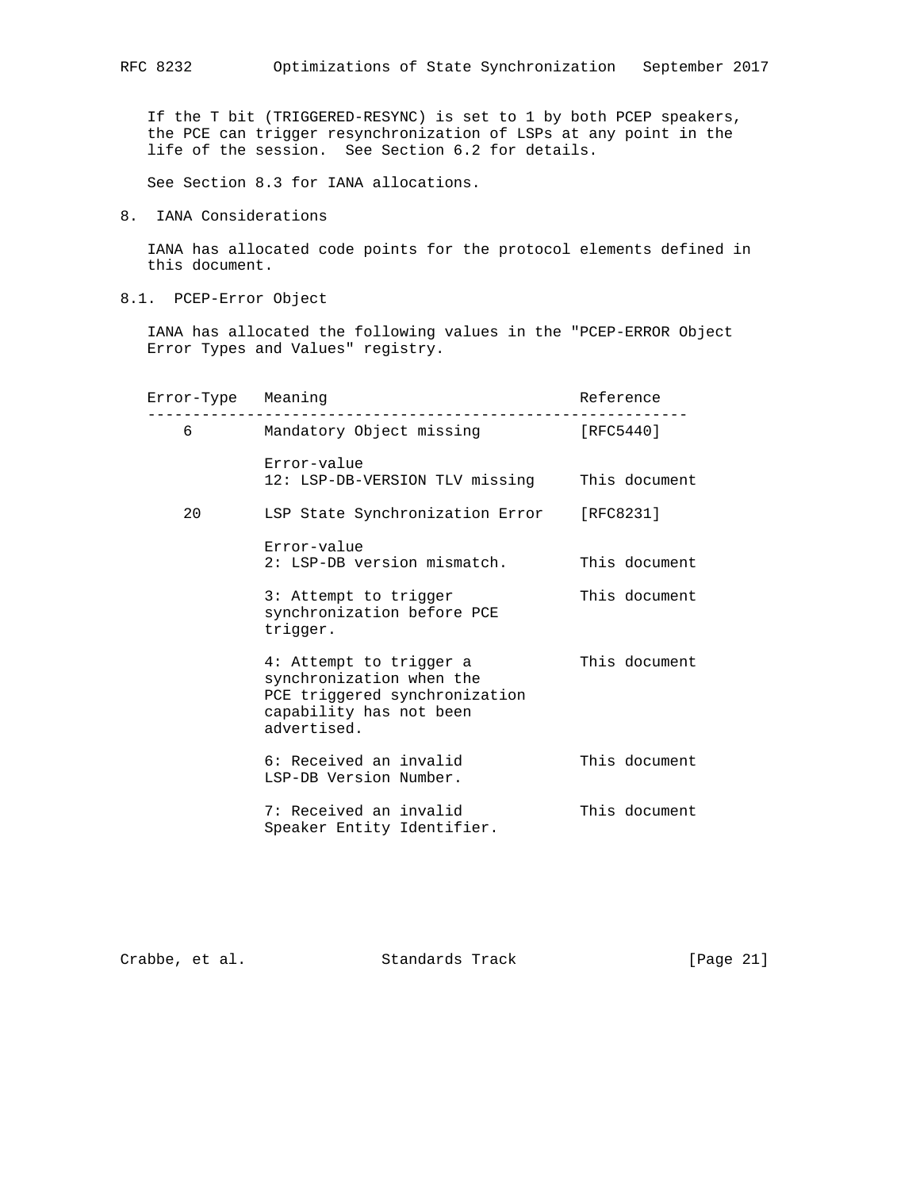If the T bit (TRIGGERED-RESYNC) is set to 1 by both PCEP speakers, the PCE can trigger resynchronization of LSPs at any point in the life of the session. See Section 6.2 for details.

See Section 8.3 for IANA allocations.

## 8. IANA Considerations

IANA has allocated code points for the protocol elements defined in this document.

### 8.1. PCEP-Error Object

IANA has allocated the following values in the "PCEP-ERROR Object Error Types and Values" registry.

| Error-Type | Meaning | Reference |
|---|---|---|
| 6 | Mandatory Object missing | [RFC5440] |
| | Error-value<br>12: LSP-DB-VERSION TLV missing | This document |
| 20 | LSP State Synchronization Error | [RFC8231] |
| | Error-value<br>2: LSP-DB version mismatch. | This document |
| | 3: Attempt to trigger synchronization before PCE trigger. | This document |
| | 4: Attempt to trigger a synchronization when the PCE triggered synchronization capability has not been advertised. | This document |
| | 6: Received an invalid LSP-DB Version Number. | This document |
| | 7: Received an invalid Speaker Entity Identifier. | This document |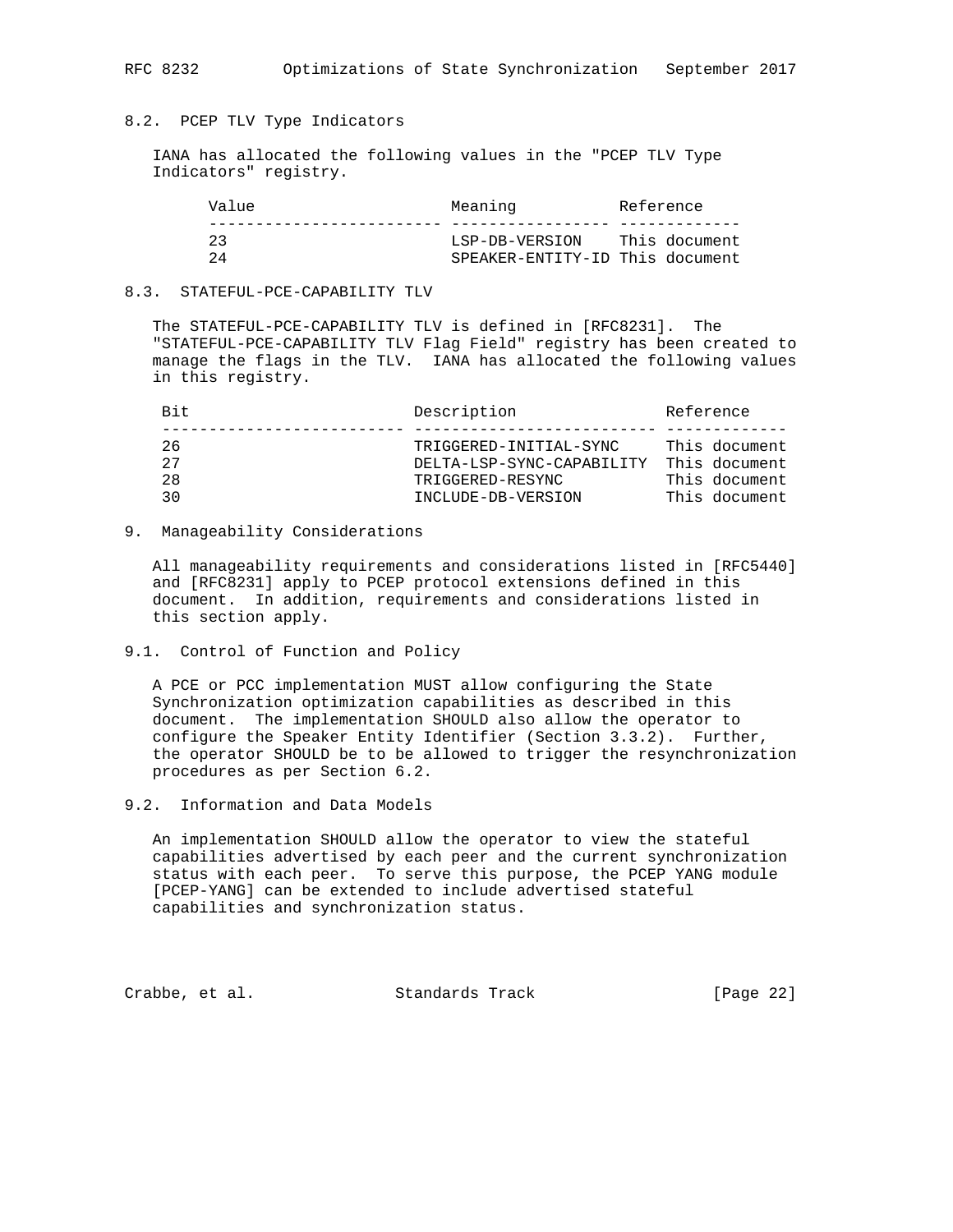## 8.2. PCEP TLV Type Indicators

IANA has allocated the following values in the "PCEP TLV Type Indicators" registry.

| Value | Meaning | Reference |
|---|---|---|
| 23 | LSP-DB-VERSION | This document |
| 24 | SPEAKER-ENTITY-ID | This document |

## 8.3. STATEFUL-PCE-CAPABILITY TLV

The STATEFUL-PCE-CAPABILITY TLV is defined in [RFC8231]. The "STATEFUL-PCE-CAPABILITY TLV Flag Field" registry has been created to manage the flags in the TLV. IANA has allocated the following values in this registry.

| Bit | Description | Reference |
|---|---|---|
| 26 | TRIGGERED-INITIAL-SYNC | This document |
| 27 | DELTA-LSP-SYNC-CAPABILITY | This document |
| 28 | TRIGGERED-RESYNC | This document |
| 30 | INCLUDE-DB-VERSION | This document |

# 9. Manageability Considerations

All manageability requirements and considerations listed in [RFC5440] and [RFC8231] apply to PCEP protocol extensions defined in this document. In addition, requirements and considerations listed in this section apply.

## 9.1. Control of Function and Policy

A PCE or PCC implementation MUST allow configuring the State Synchronization optimization capabilities as described in this document. The implementation SHOULD also allow the operator to configure the Speaker Entity Identifier (Section 3.3.2). Further, the operator SHOULD be to be allowed to trigger the resynchronization procedures as per Section 6.2.

## 9.2. Information and Data Models

An implementation SHOULD allow the operator to view the stateful capabilities advertised by each peer and the current synchronization status with each peer. To serve this purpose, the PCEP YANG module [PCEP-YANG] can be extended to include advertised stateful capabilities and synchronization status.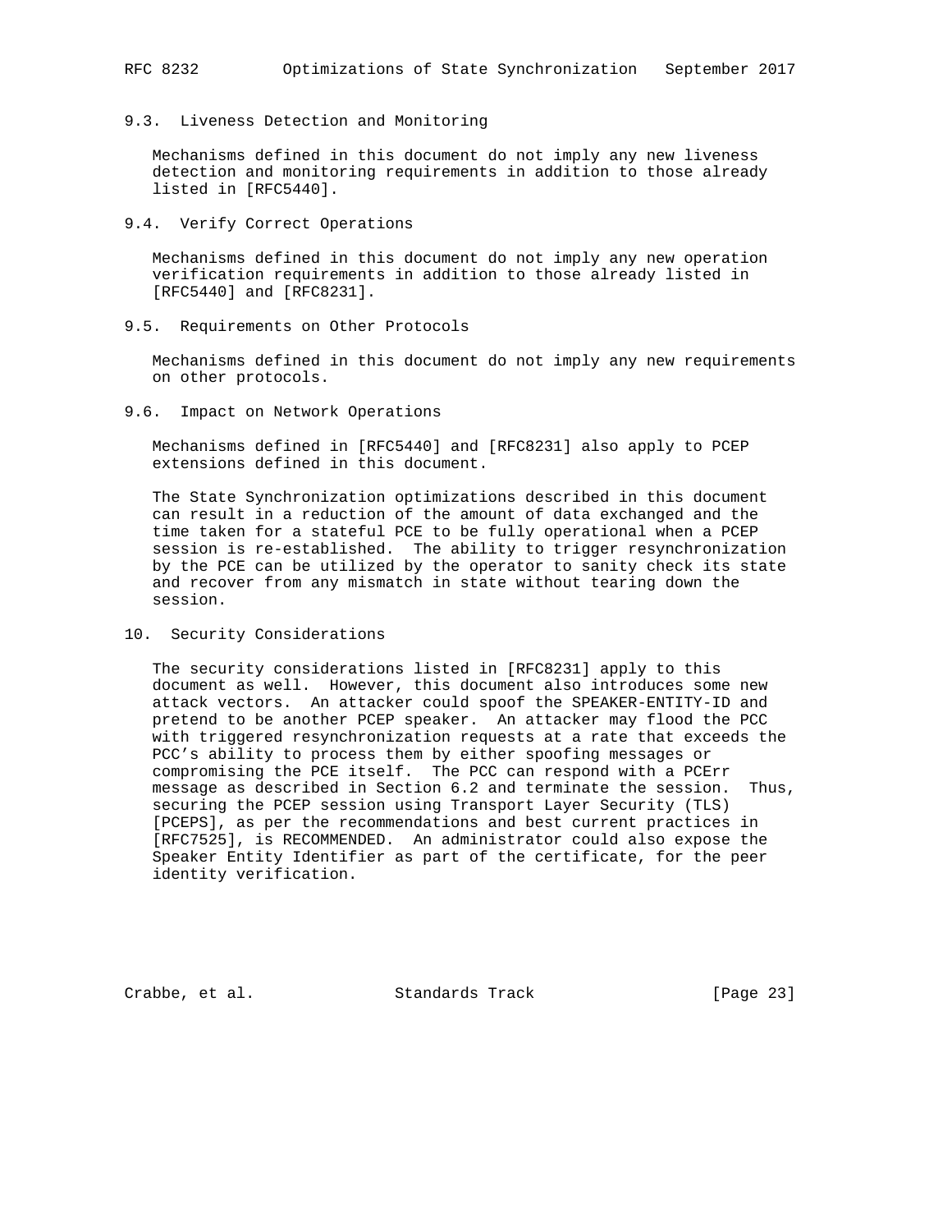### 9.3. Liveness Detection and Monitoring

Mechanisms defined in this document do not imply any new liveness detection and monitoring requirements in addition to those already listed in [RFC5440].

### 9.4. Verify Correct Operations

Mechanisms defined in this document do not imply any new operation verification requirements in addition to those already listed in [RFC5440] and [RFC8231].

### 9.5. Requirements on Other Protocols

Mechanisms defined in this document do not imply any new requirements on other protocols.

### 9.6. Impact on Network Operations

Mechanisms defined in [RFC5440] and [RFC8231] also apply to PCEP extensions defined in this document.

The State Synchronization optimizations described in this document can result in a reduction of the amount of data exchanged and the time taken for a stateful PCE to be fully operational when a PCEP session is re-established. The ability to trigger resynchronization by the PCE can be utilized by the operator to sanity check its state and recover from any mismatch in state without tearing down the session.

## 10. Security Considerations

The security considerations listed in [RFC8231] apply to this document as well. However, this document also introduces some new attack vectors. An attacker could spoof the SPEAKER-ENTITY-ID and pretend to be another PCEP speaker. An attacker may flood the PCC with triggered resynchronization requests at a rate that exceeds the PCC's ability to process them by either spoofing messages or compromising the PCE itself. The PCC can respond with a PCErr message as described in Section 6.2 and terminate the session. Thus, securing the PCEP session using Transport Layer Security (TLS) [PCEPS], as per the recommendations and best current practices in [RFC7525], is RECOMMENDED. An administrator could also expose the Speaker Entity Identifier as part of the certificate, for the peer identity verification.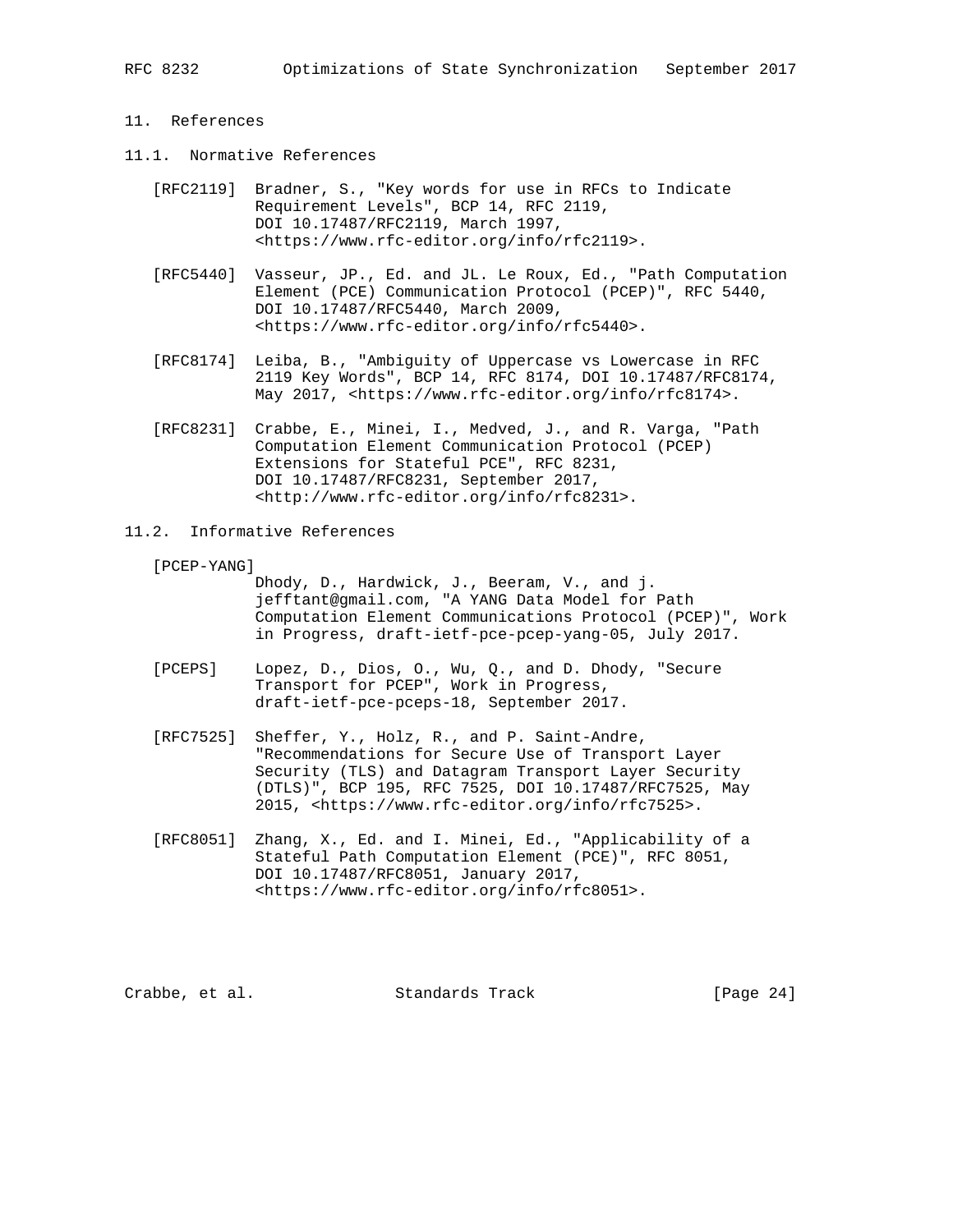## 11. References

### 11.1. Normative References

[RFC2119] Bradner, S., "Key words for use in RFCs to Indicate Requirement Levels", BCP 14, RFC 2119, DOI 10.17487/RFC2119, March 1997, <https://www.rfc-editor.org/info/rfc2119>.

[RFC5440] Vasseur, JP., Ed. and JL. Le Roux, Ed., "Path Computation Element (PCE) Communication Protocol (PCEP)", RFC 5440, DOI 10.17487/RFC5440, March 2009, <https://www.rfc-editor.org/info/rfc5440>.

[RFC8174] Leiba, B., "Ambiguity of Uppercase vs Lowercase in RFC 2119 Key Words", BCP 14, RFC 8174, DOI 10.17487/RFC8174, May 2017, <https://www.rfc-editor.org/info/rfc8174>.

[RFC8231] Crabbe, E., Minei, I., Medved, J., and R. Varga, "Path Computation Element Communication Protocol (PCEP) Extensions for Stateful PCE", RFC 8231, DOI 10.17487/RFC8231, September 2017, <http://www.rfc-editor.org/info/rfc8231>.

### 11.2. Informative References

[PCEP-YANG] Dhody, D., Hardwick, J., Beeram, V., and j. jefftant@gmail.com, "A YANG Data Model for Path Computation Element Communications Protocol (PCEP)", Work in Progress, draft-ietf-pce-pcep-yang-05, July 2017.

[PCEPS] Lopez, D., Dios, O., Wu, Q., and D. Dhody, "Secure Transport for PCEP", Work in Progress, draft-ietf-pce-pceps-18, September 2017.

[RFC7525] Sheffer, Y., Holz, R., and P. Saint-Andre, "Recommendations for Secure Use of Transport Layer Security (TLS) and Datagram Transport Layer Security (DTLS)", BCP 195, RFC 7525, DOI 10.17487/RFC7525, May 2015, <https://www.rfc-editor.org/info/rfc7525>.

[RFC8051] Zhang, X., Ed. and I. Minei, Ed., "Applicability of a Stateful Path Computation Element (PCE)", RFC 8051, DOI 10.17487/RFC8051, January 2017, <https://www.rfc-editor.org/info/rfc8051>.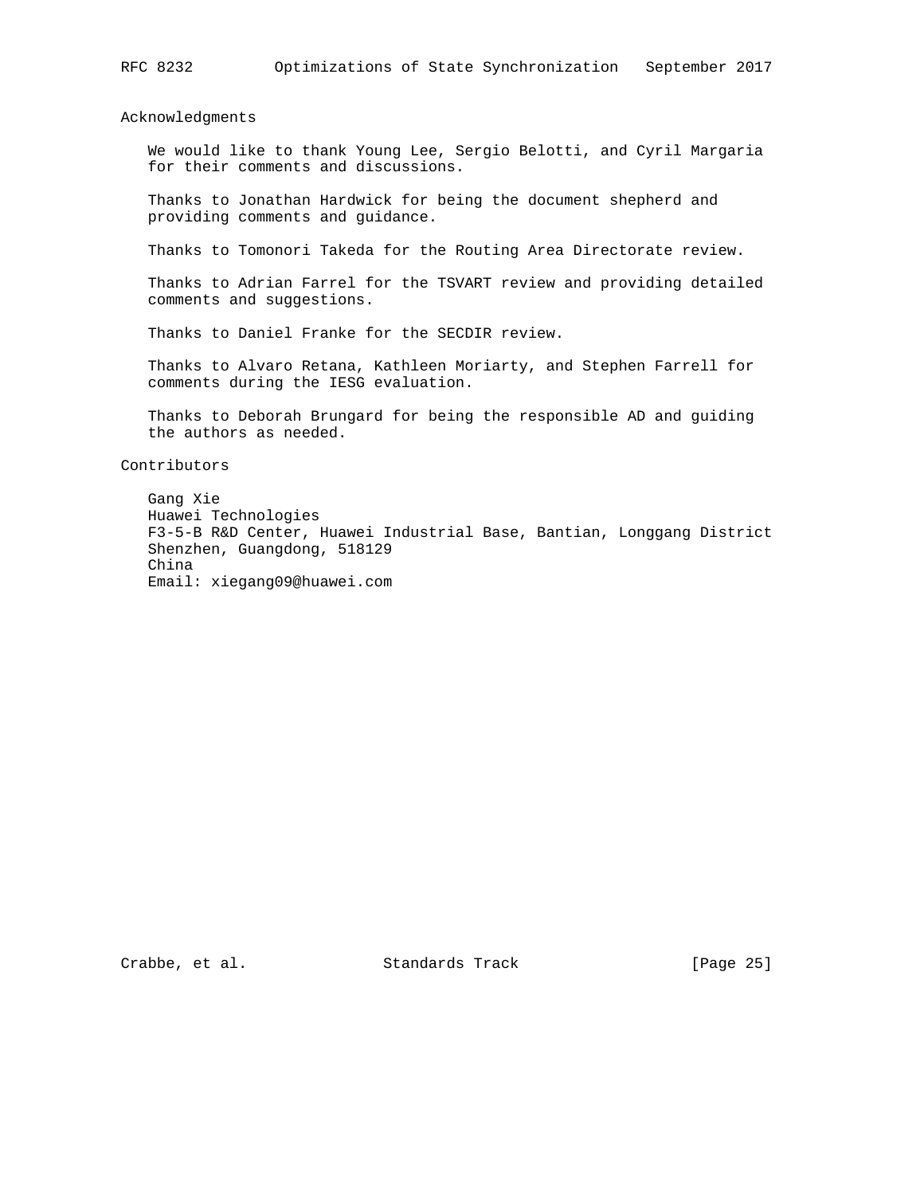## Acknowledgments

We would like to thank Young Lee, Sergio Belotti, and Cyril Margaria for their comments and discussions.

Thanks to Jonathan Hardwick for being the document shepherd and providing comments and guidance.

Thanks to Tomonori Takeda for the Routing Area Directorate review.

Thanks to Adrian Farrel for the TSVART review and providing detailed comments and suggestions.

Thanks to Daniel Franke for the SECDIR review.

Thanks to Alvaro Retana, Kathleen Moriarty, and Stephen Farrell for comments during the IESG evaluation.

Thanks to Deborah Brungard for being the responsible AD and guiding the authors as needed.

## Contributors

Gang Xie
Huawei Technologies
F3-5-B R&D Center, Huawei Industrial Base, Bantian, Longgang District
Shenzhen, Guangdong, 518129
China
Email: xiegang09@huawei.com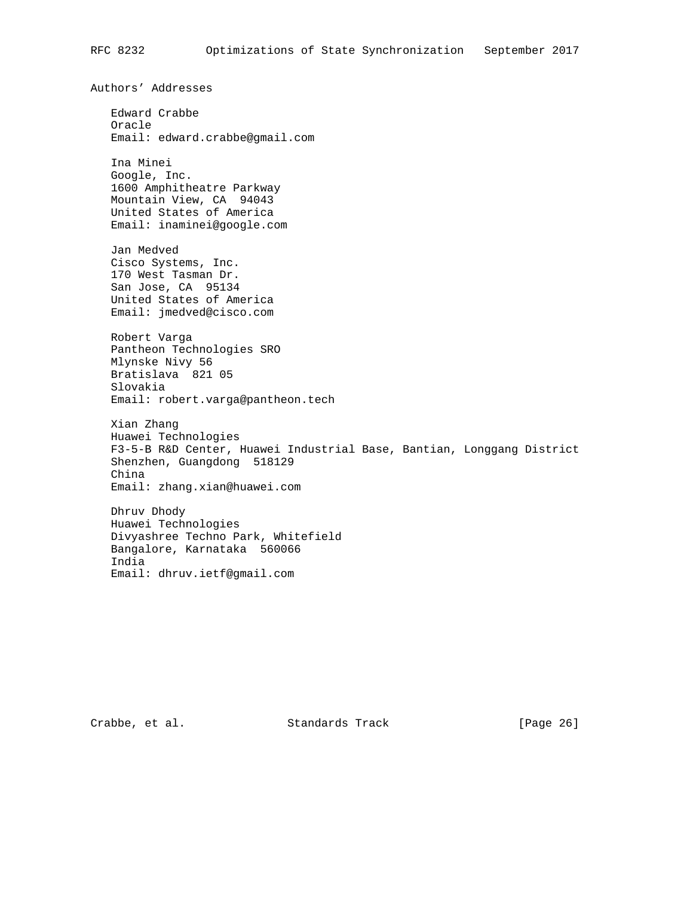## Authors' Addresses

Edward Crabbe
Oracle
Email: edward.crabbe@gmail.com

Ina Minei
Google, Inc.
1600 Amphitheatre Parkway
Mountain View, CA  94043
United States of America
Email: inaminei@google.com

Jan Medved
Cisco Systems, Inc.
170 West Tasman Dr.
San Jose, CA  95134
United States of America
Email: jmedved@cisco.com

Robert Varga
Pantheon Technologies SRO
Mlynske Nivy 56
Bratislava  821 05
Slovakia
Email: robert.varga@pantheon.tech

Xian Zhang
Huawei Technologies
F3-5-B R&D Center, Huawei Industrial Base, Bantian, Longgang District
Shenzhen, Guangdong  518129
China
Email: zhang.xian@huawei.com

Dhruv Dhody
Huawei Technologies
Divyashree Techno Park, Whitefield
Bangalore, Karnataka  560066
India
Email: dhruv.ietf@gmail.com